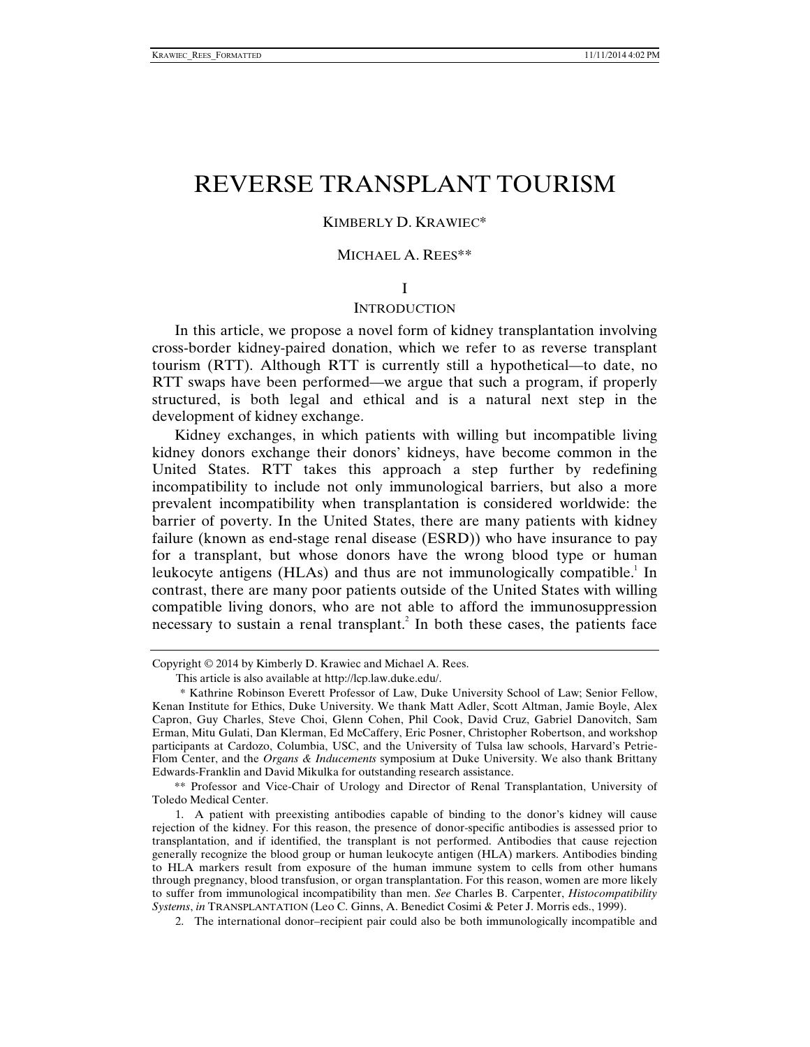# REVERSE TRANSPLANT TOURISM

KIMBERLY D. KRAWIEC*

MICHAEL A. REES**

## I

## INTRODUCTION

In this article, we propose a novel form of kidney transplantation involving cross-border kidney-paired donation, which we refer to as reverse transplant tourism (RTT). Although RTT is currently still a hypothetical—to date, no RTT swaps have been performed—we argue that such a program, if properly structured, is both legal and ethical and is a natural next step in the development of kidney exchange.

Kidney exchanges, in which patients with willing but incompatible living kidney donors exchange their donors' kidneys, have become common in the United States. RTT takes this approach a step further by redefining incompatibility to include not only immunological barriers, but also a more prevalent incompatibility when transplantation is considered worldwide: the barrier of poverty. In the United States, there are many patients with kidney failure (known as end-stage renal disease (ESRD)) who have insurance to pay for a transplant, but whose donors have the wrong blood type or human leukocyte antigens (HLAs) and thus are not immunologically compatible.[1] In contrast, there are many poor patients outside of the United States with willing compatible living donors, who are not able to afford the immunosuppression necessary to sustain a renal transplant.[2] In both these cases, the patients face

---

Copyright © 2014 by Kimberly D. Krawiec and Michael A. Rees.

This article is also available at http://lcp.law.duke.edu/.

\* Kathrine Robinson Everett Professor of Law, Duke University School of Law; Senior Fellow, Kenan Institute for Ethics, Duke University. We thank Matt Adler, Scott Altman, Jamie Boyle, Alex Capron, Guy Charles, Steve Choi, Glenn Cohen, Phil Cook, David Cruz, Gabriel Danovitch, Sam Erman, Mitu Gulati, Dan Klerman, Ed McCaffery, Eric Posner, Christopher Robertson, and workshop participants at Cardozo, Columbia, USC, and the University of Tulsa law schools, Harvard's Petrie-Flom Center, and the *Organs & Inducements* symposium at Duke University. We also thank Brittany Edwards-Franklin and David Mikulka for outstanding research assistance.

\*\* Professor and Vice-Chair of Urology and Director of Renal Transplantation, University of Toledo Medical Center.

1. A patient with preexisting antibodies capable of binding to the donor's kidney will cause rejection of the kidney. For this reason, the presence of donor-specific antibodies is assessed prior to transplantation, and if identified, the transplant is not performed. Antibodies that cause rejection generally recognize the blood group or human leukocyte antigen (HLA) markers. Antibodies binding to HLA markers result from exposure of the human immune system to cells from other humans through pregnancy, blood transfusion, or organ transplantation. For this reason, women are more likely to suffer from immunological incompatibility than men. *See* Charles B. Carpenter, *Histocompatibility Systems*, *in* TRANSPLANTATION (Leo C. Ginns, A. Benedict Cosimi & Peter J. Morris eds., 1999).

2. The international donor–recipient pair could also be both immunologically incompatible and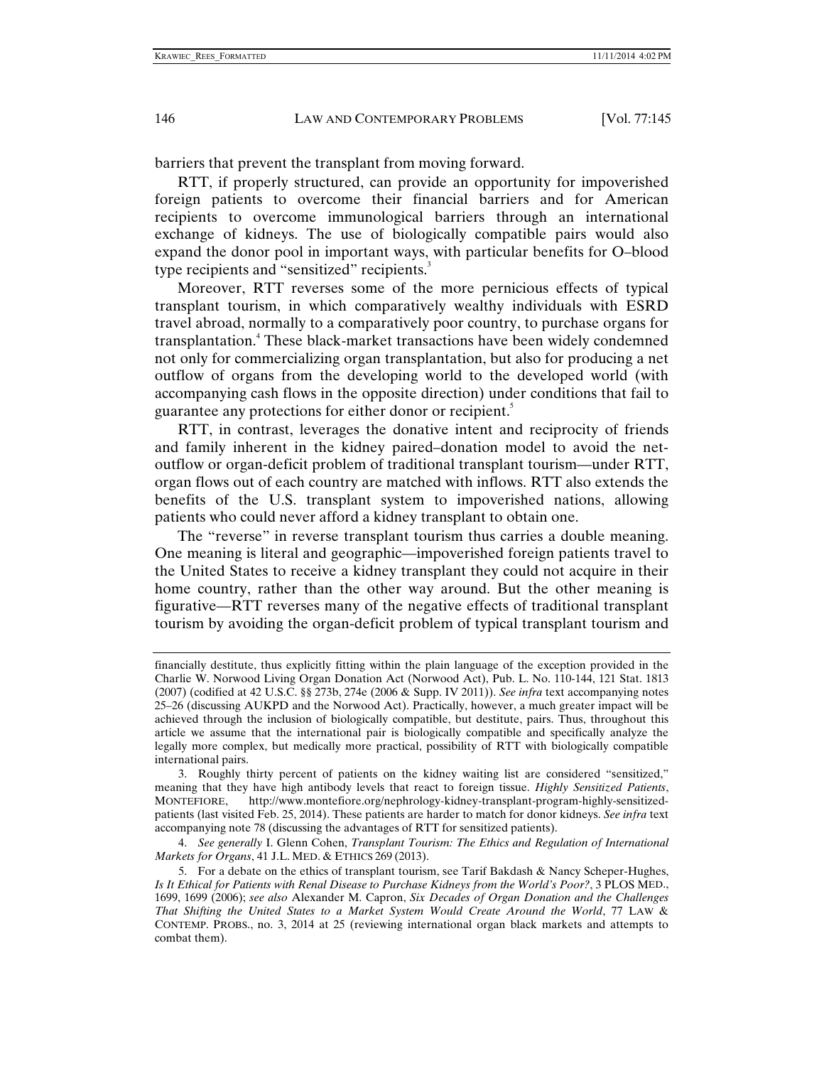barriers that prevent the transplant from moving forward.

RTT, if properly structured, can provide an opportunity for impoverished foreign patients to overcome their financial barriers and for American recipients to overcome immunological barriers through an international exchange of kidneys. The use of biologically compatible pairs would also expand the donor pool in important ways, with particular benefits for O–blood type recipients and "sensitized" recipients.[3]

Moreover, RTT reverses some of the more pernicious effects of typical transplant tourism, in which comparatively wealthy individuals with ESRD travel abroad, normally to a comparatively poor country, to purchase organs for transplantation.[4] These black-market transactions have been widely condemned not only for commercializing organ transplantation, but also for producing a net outflow of organs from the developing world to the developed world (with accompanying cash flows in the opposite direction) under conditions that fail to guarantee any protections for either donor or recipient.[5]

RTT, in contrast, leverages the donative intent and reciprocity of friends and family inherent in the kidney paired–donation model to avoid the net-outflow or organ-deficit problem of traditional transplant tourism—under RTT, organ flows out of each country are matched with inflows. RTT also extends the benefits of the U.S. transplant system to impoverished nations, allowing patients who could never afford a kidney transplant to obtain one.

The "reverse" in reverse transplant tourism thus carries a double meaning. One meaning is literal and geographic—impoverished foreign patients travel to the United States to receive a kidney transplant they could not acquire in their home country, rather than the other way around. But the other meaning is figurative—RTT reverses many of the negative effects of traditional transplant tourism by avoiding the organ-deficit problem of typical transplant tourism and

---

financially destitute, thus explicitly fitting within the plain language of the exception provided in the Charlie W. Norwood Living Organ Donation Act (Norwood Act), Pub. L. No. 110-144, 121 Stat. 1813 (2007) (codified at 42 U.S.C. §§ 273b, 274e (2006 & Supp. IV 2011)). *See infra* text accompanying notes 25–26 (discussing AUKPD and the Norwood Act). Practically, however, a much greater impact will be achieved through the inclusion of biologically compatible, but destitute, pairs. Thus, throughout this article we assume that the international pair is biologically compatible and specifically analyze the legally more complex, but medically more practical, possibility of RTT with biologically compatible international pairs.

3. Roughly thirty percent of patients on the kidney waiting list are considered "sensitized," meaning that they have high antibody levels that react to foreign tissue. *Highly Sensitized Patients*, MONTEFIORE, http://www.montefiore.org/nephrology-kidney-transplant-program-highly-sensitized-patients (last visited Feb. 25, 2014). These patients are harder to match for donor kidneys. *See infra* text accompanying note 78 (discussing the advantages of RTT for sensitized patients).

4. *See generally* I. Glenn Cohen, *Transplant Tourism: The Ethics and Regulation of International Markets for Organs*, 41 J.L. MED. & ETHICS 269 (2013).

5. For a debate on the ethics of transplant tourism, see Tarif Bakdash & Nancy Scheper-Hughes, *Is It Ethical for Patients with Renal Disease to Purchase Kidneys from the World's Poor?*, 3 PLOS MED., 1699, 1699 (2006); *see also* Alexander M. Capron, *Six Decades of Organ Donation and the Challenges That Shifting the United States to a Market System Would Create Around the World*, 77 LAW & CONTEMP. PROBS., no. 3, 2014 at 25 (reviewing international organ black markets and attempts to combat them).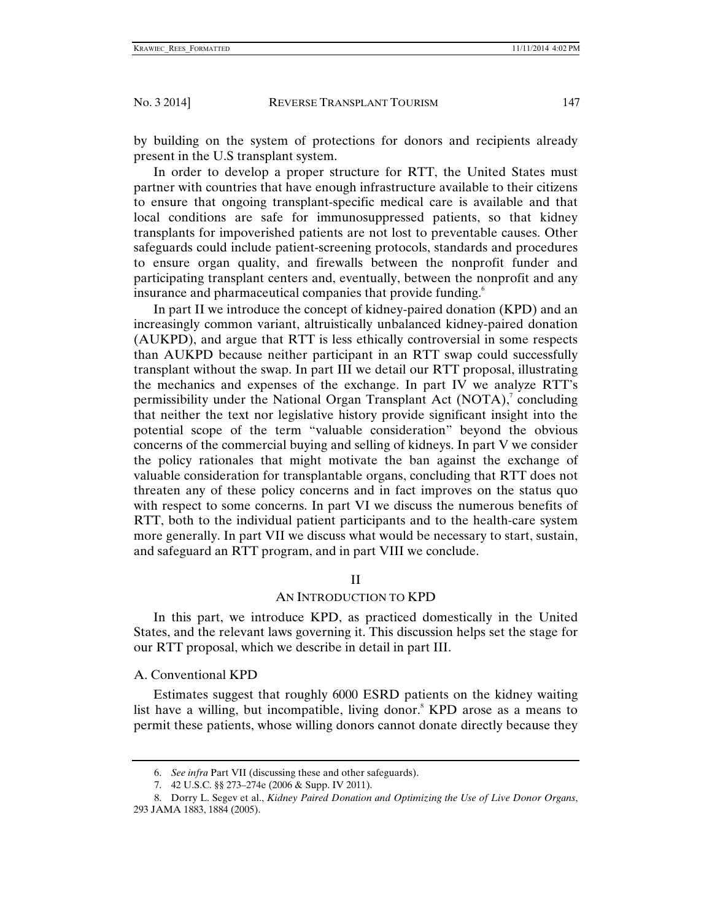by building on the system of protections for donors and recipients already present in the U.S transplant system.

In order to develop a proper structure for RTT, the United States must partner with countries that have enough infrastructure available to their citizens to ensure that ongoing transplant-specific medical care is available and that local conditions are safe for immunosuppressed patients, so that kidney transplants for impoverished patients are not lost to preventable causes. Other safeguards could include patient-screening protocols, standards and procedures to ensure organ quality, and firewalls between the nonprofit funder and participating transplant centers and, eventually, between the nonprofit and any insurance and pharmaceutical companies that provide funding.[6]

In part II we introduce the concept of kidney-paired donation (KPD) and an increasingly common variant, altruistically unbalanced kidney-paired donation (AUKPD), and argue that RTT is less ethically controversial in some respects than AUKPD because neither participant in an RTT swap could successfully transplant without the swap. In part III we detail our RTT proposal, illustrating the mechanics and expenses of the exchange. In part IV we analyze RTT's permissibility under the National Organ Transplant Act (NOTA),[7] concluding that neither the text nor legislative history provide significant insight into the potential scope of the term "valuable consideration" beyond the obvious concerns of the commercial buying and selling of kidneys. In part V we consider the policy rationales that might motivate the ban against the exchange of valuable consideration for transplantable organs, concluding that RTT does not threaten any of these policy concerns and in fact improves on the status quo with respect to some concerns. In part VI we discuss the numerous benefits of RTT, both to the individual patient participants and to the health-care system more generally. In part VII we discuss what would be necessary to start, sustain, and safeguard an RTT program, and in part VIII we conclude.

## II

## AN INTRODUCTION TO KPD

In this part, we introduce KPD, as practiced domestically in the United States, and the relevant laws governing it. This discussion helps set the stage for our RTT proposal, which we describe in detail in part III.

### A. Conventional KPD

Estimates suggest that roughly 6000 ESRD patients on the kidney waiting list have a willing, but incompatible, living donor.[8] KPD arose as a means to permit these patients, whose willing donors cannot donate directly because they

---

6. *See infra* Part VII (discussing these and other safeguards).

7. 42 U.S.C. §§ 273–274e (2006 & Supp. IV 2011).

8. Dorry L. Segev et al., *Kidney Paired Donation and Optimizing the Use of Live Donor Organs*, 293 JAMA 1883, 1884 (2005).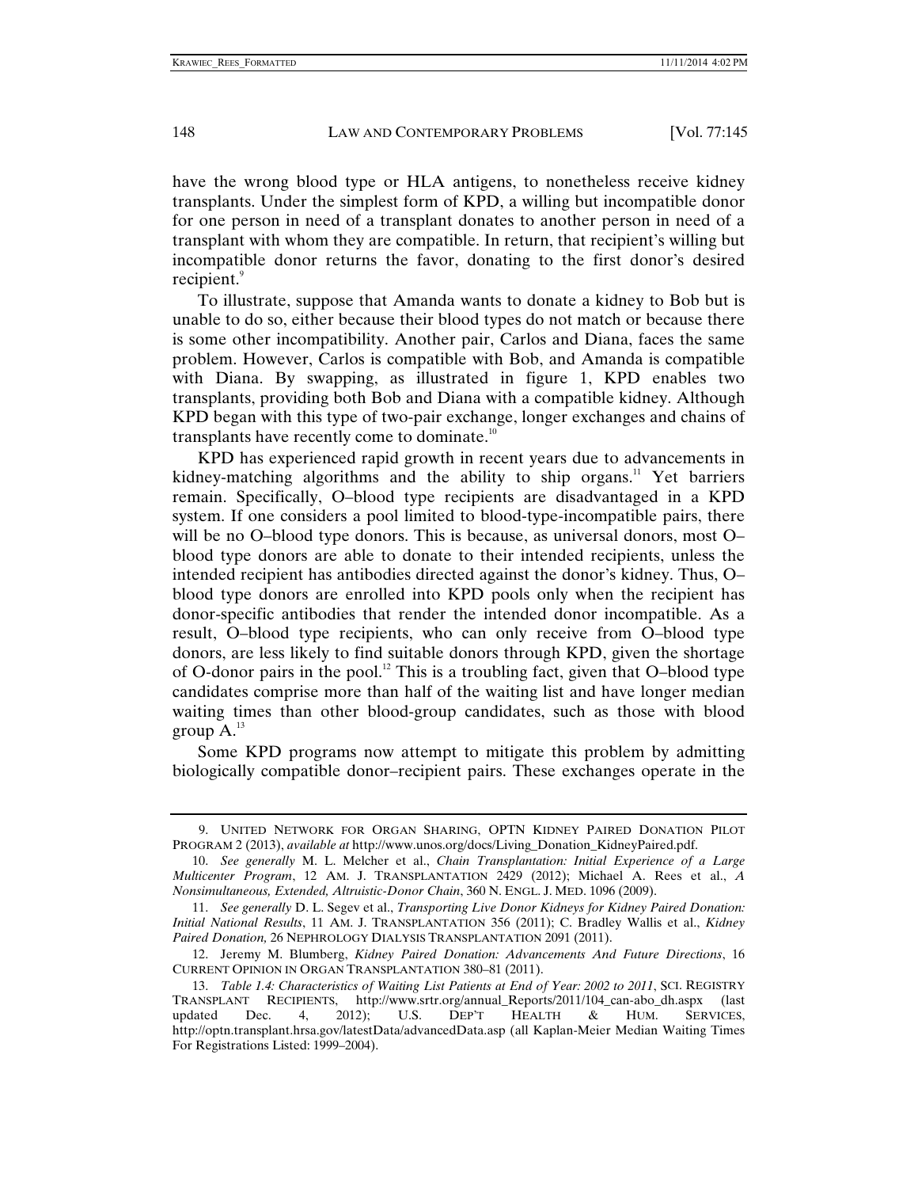have the wrong blood type or HLA antigens, to nonetheless receive kidney transplants. Under the simplest form of KPD, a willing but incompatible donor for one person in need of a transplant donates to another person in need of a transplant with whom they are compatible. In return, that recipient's willing but incompatible donor returns the favor, donating to the first donor's desired recipient.[9]

To illustrate, suppose that Amanda wants to donate a kidney to Bob but is unable to do so, either because their blood types do not match or because there is some other incompatibility. Another pair, Carlos and Diana, faces the same problem. However, Carlos is compatible with Bob, and Amanda is compatible with Diana. By swapping, as illustrated in figure 1, KPD enables two transplants, providing both Bob and Diana with a compatible kidney. Although KPD began with this type of two-pair exchange, longer exchanges and chains of transplants have recently come to dominate.[10]

KPD has experienced rapid growth in recent years due to advancements in kidney-matching algorithms and the ability to ship organs.[11] Yet barriers remain. Specifically, O–blood type recipients are disadvantaged in a KPD system. If one considers a pool limited to blood-type-incompatible pairs, there will be no O–blood type donors. This is because, as universal donors, most O–blood type donors are able to donate to their intended recipients, unless the intended recipient has antibodies directed against the donor's kidney. Thus, O–blood type donors are enrolled into KPD pools only when the recipient has donor-specific antibodies that render the intended donor incompatible. As a result, O–blood type recipients, who can only receive from O–blood type donors, are less likely to find suitable donors through KPD, given the shortage of O-donor pairs in the pool.[12] This is a troubling fact, given that O–blood type candidates comprise more than half of the waiting list and have longer median waiting times than other blood-group candidates, such as those with blood group A.[13]

Some KPD programs now attempt to mitigate this problem by admitting biologically compatible donor–recipient pairs. These exchanges operate in the

---

9. UNITED NETWORK FOR ORGAN SHARING, OPTN KIDNEY PAIRED DONATION PILOT PROGRAM 2 (2013), *available at* http://www.unos.org/docs/Living_Donation_KidneyPaired.pdf.

10. *See generally* M. L. Melcher et al., *Chain Transplantation: Initial Experience of a Large Multicenter Program*, 12 AM. J. TRANSPLANTATION 2429 (2012); Michael A. Rees et al., *A Nonsimultaneous, Extended, Altruistic-Donor Chain*, 360 N. ENGL. J. MED. 1096 (2009).

11. *See generally* D. L. Segev et al., *Transporting Live Donor Kidneys for Kidney Paired Donation: Initial National Results*, 11 AM. J. TRANSPLANTATION 356 (2011); C. Bradley Wallis et al., *Kidney Paired Donation,* 26 NEPHROLOGY DIALYSIS TRANSPLANTATION 2091 (2011).

12. Jeremy M. Blumberg, *Kidney Paired Donation: Advancements And Future Directions*, 16 CURRENT OPINION IN ORGAN TRANSPLANTATION 380–81 (2011).

13. *Table 1.4: Characteristics of Waiting List Patients at End of Year: 2002 to 2011*, SCI. REGISTRY TRANSPLANT RECIPIENTS, http://www.srtr.org/annual_Reports/2011/104_can-abo_dh.aspx (last updated Dec. 4, 2012); U.S. DEP'T HEALTH & HUM. SERVICES, http://optn.transplant.hrsa.gov/latestData/advancedData.asp (all Kaplan-Meier Median Waiting Times For Registrations Listed: 1999–2004).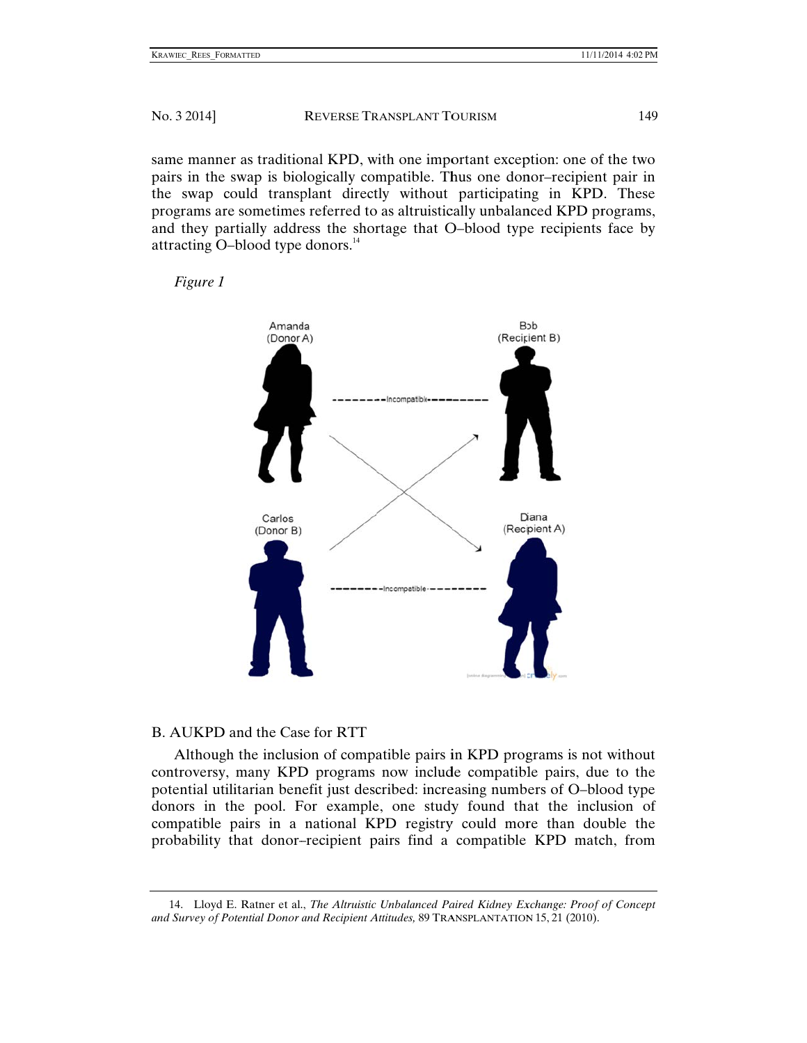same manner as traditional KPD, with one important exception: one of the two pairs in the swap is biologically compatible. Thus one donor–recipient pair in the swap could transplant directly without participating in KPD. These programs are sometimes referred to as altruistically unbalanced KPD programs, and they partially address the shortage that O–blood type recipients face by attracting O–blood type donors.[14]

*Figure 1*

Amanda (Donor A) — Incompatible — Bob (Recipient B)

Carlos (Donor B) — Incompatible — Diana (Recipient A)

## B. AUKPD and the Case for RTT

Although the inclusion of compatible pairs in KPD programs is not without controversy, many KPD programs now include compatible pairs, due to the potential utilitarian benefit just described: increasing numbers of O–blood type donors in the pool. For example, one study found that the inclusion of compatible pairs in a national KPD registry could more than double the probability that donor–recipient pairs find a compatible KPD match, from

---

14. Lloyd E. Ratner et al., *The Altruistic Unbalanced Paired Kidney Exchange: Proof of Concept and Survey of Potential Donor and Recipient Attitudes,* 89 TRANSPLANTATION 15, 21 (2010).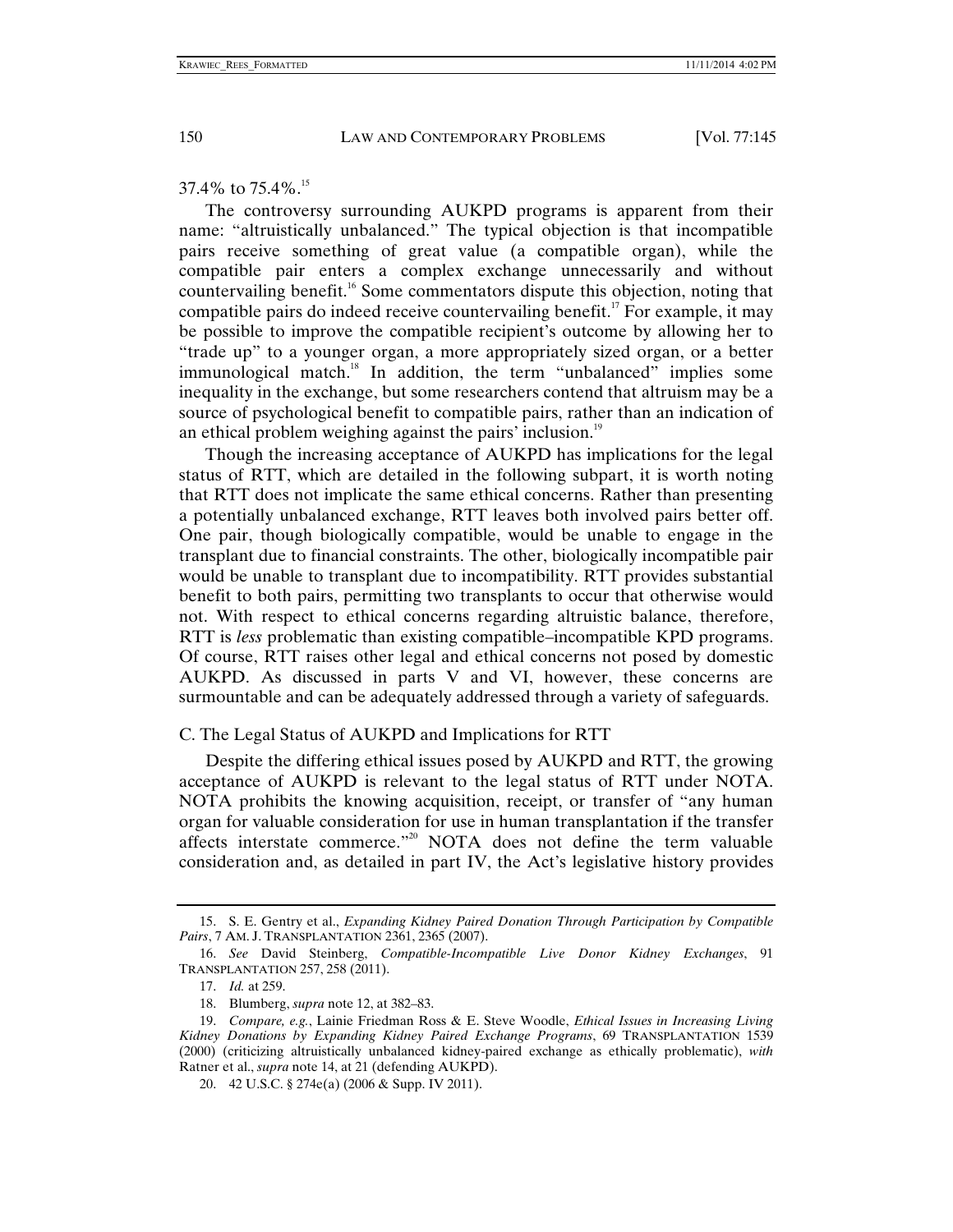37.4% to 75.4%.[15]

The controversy surrounding AUKPD programs is apparent from their name: "altruistically unbalanced." The typical objection is that incompatible pairs receive something of great value (a compatible organ), while the compatible pair enters a complex exchange unnecessarily and without countervailing benefit.[16] Some commentators dispute this objection, noting that compatible pairs do indeed receive countervailing benefit.[17] For example, it may be possible to improve the compatible recipient's outcome by allowing her to "trade up" to a younger organ, a more appropriately sized organ, or a better immunological match.[18] In addition, the term "unbalanced" implies some inequality in the exchange, but some researchers contend that altruism may be a source of psychological benefit to compatible pairs, rather than an indication of an ethical problem weighing against the pairs' inclusion.[19]

Though the increasing acceptance of AUKPD has implications for the legal status of RTT, which are detailed in the following subpart, it is worth noting that RTT does not implicate the same ethical concerns. Rather than presenting a potentially unbalanced exchange, RTT leaves both involved pairs better off. One pair, though biologically compatible, would be unable to engage in the transplant due to financial constraints. The other, biologically incompatible pair would be unable to transplant due to incompatibility. RTT provides substantial benefit to both pairs, permitting two transplants to occur that otherwise would not. With respect to ethical concerns regarding altruistic balance, therefore, RTT is *less* problematic than existing compatible–incompatible KPD programs. Of course, RTT raises other legal and ethical concerns not posed by domestic AUKPD. As discussed in parts V and VI, however, these concerns are surmountable and can be adequately addressed through a variety of safeguards.

### C. The Legal Status of AUKPD and Implications for RTT

Despite the differing ethical issues posed by AUKPD and RTT, the growing acceptance of AUKPD is relevant to the legal status of RTT under NOTA. NOTA prohibits the knowing acquisition, receipt, or transfer of "any human organ for valuable consideration for use in human transplantation if the transfer affects interstate commerce."[20] NOTA does not define the term valuable consideration and, as detailed in part IV, the Act's legislative history provides

---

15. S. E. Gentry et al., *Expanding Kidney Paired Donation Through Participation by Compatible Pairs*, 7 AM. J. TRANSPLANTATION 2361, 2365 (2007).

16. *See* David Steinberg, *Compatible-Incompatible Live Donor Kidney Exchanges*, 91 TRANSPLANTATION 257, 258 (2011).

17. *Id.* at 259.

18. Blumberg, *supra* note 12, at 382–83.

19. *Compare, e.g.*, Lainie Friedman Ross & E. Steve Woodle, *Ethical Issues in Increasing Living Kidney Donations by Expanding Kidney Paired Exchange Programs*, 69 TRANSPLANTATION 1539 (2000) (criticizing altruistically unbalanced kidney-paired exchange as ethically problematic), *with* Ratner et al., *supra* note 14, at 21 (defending AUKPD).

20. 42 U.S.C. § 274e(a) (2006 & Supp. IV 2011).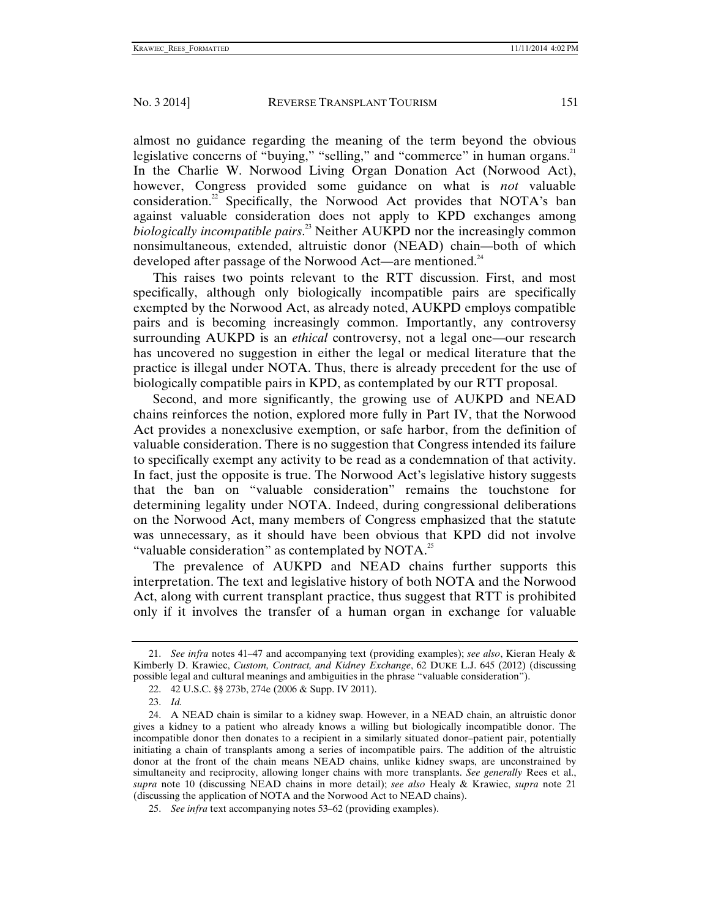almost no guidance regarding the meaning of the term beyond the obvious legislative concerns of "buying," "selling," and "commerce" in human organs.[21] In the Charlie W. Norwood Living Organ Donation Act (Norwood Act), however, Congress provided some guidance on what is *not* valuable consideration.[22] Specifically, the Norwood Act provides that NOTA's ban against valuable consideration does not apply to KPD exchanges among *biologically incompatible pairs*.[23] Neither AUKPD nor the increasingly common nonsimultaneous, extended, altruistic donor (NEAD) chain—both of which developed after passage of the Norwood Act—are mentioned.[24]

This raises two points relevant to the RTT discussion. First, and most specifically, although only biologically incompatible pairs are specifically exempted by the Norwood Act, as already noted, AUKPD employs compatible pairs and is becoming increasingly common. Importantly, any controversy surrounding AUKPD is an *ethical* controversy, not a legal one—our research has uncovered no suggestion in either the legal or medical literature that the practice is illegal under NOTA. Thus, there is already precedent for the use of biologically compatible pairs in KPD, as contemplated by our RTT proposal.

Second, and more significantly, the growing use of AUKPD and NEAD chains reinforces the notion, explored more fully in Part IV, that the Norwood Act provides a nonexclusive exemption, or safe harbor, from the definition of valuable consideration. There is no suggestion that Congress intended its failure to specifically exempt any activity to be read as a condemnation of that activity. In fact, just the opposite is true. The Norwood Act's legislative history suggests that the ban on "valuable consideration" remains the touchstone for determining legality under NOTA. Indeed, during congressional deliberations on the Norwood Act, many members of Congress emphasized that the statute was unnecessary, as it should have been obvious that KPD did not involve "valuable consideration" as contemplated by NOTA.[25]

The prevalence of AUKPD and NEAD chains further supports this interpretation. The text and legislative history of both NOTA and the Norwood Act, along with current transplant practice, thus suggest that RTT is prohibited only if it involves the transfer of a human organ in exchange for valuable

---

21. *See infra* notes 41–47 and accompanying text (providing examples); *see also*, Kieran Healy & Kimberly D. Krawiec, *Custom, Contract, and Kidney Exchange*, 62 DUKE L.J. 645 (2012) (discussing possible legal and cultural meanings and ambiguities in the phrase "valuable consideration").

22. 42 U.S.C. §§ 273b, 274e (2006 & Supp. IV 2011).

23. *Id.*

24. A NEAD chain is similar to a kidney swap. However, in a NEAD chain, an altruistic donor gives a kidney to a patient who already knows a willing but biologically incompatible donor. The incompatible donor then donates to a recipient in a similarly situated donor–patient pair, potentially initiating a chain of transplants among a series of incompatible pairs. The addition of the altruistic donor at the front of the chain means NEAD chains, unlike kidney swaps, are unconstrained by simultaneity and reciprocity, allowing longer chains with more transplants. *See generally* Rees et al., *supra* note 10 (discussing NEAD chains in more detail); *see also* Healy & Krawiec, *supra* note 21 (discussing the application of NOTA and the Norwood Act to NEAD chains).

25. *See infra* text accompanying notes 53–62 (providing examples).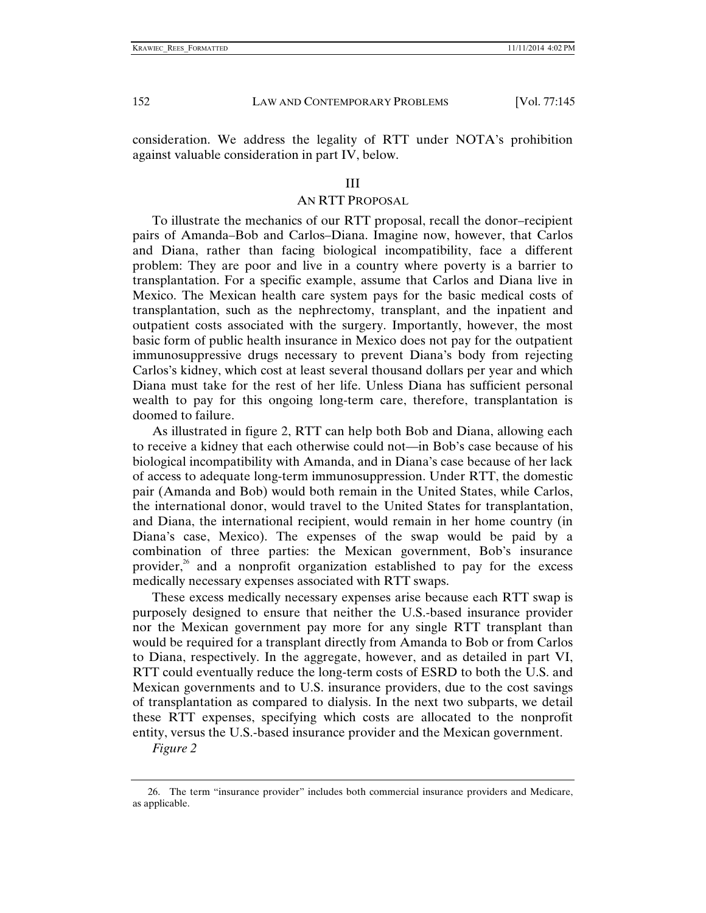consideration. We address the legality of RTT under NOTA's prohibition against valuable consideration in part IV, below.

## III

## AN RTT PROPOSAL

To illustrate the mechanics of our RTT proposal, recall the donor–recipient pairs of Amanda–Bob and Carlos–Diana. Imagine now, however, that Carlos and Diana, rather than facing biological incompatibility, face a different problem: They are poor and live in a country where poverty is a barrier to transplantation. For a specific example, assume that Carlos and Diana live in Mexico. The Mexican health care system pays for the basic medical costs of transplantation, such as the nephrectomy, transplant, and the inpatient and outpatient costs associated with the surgery. Importantly, however, the most basic form of public health insurance in Mexico does not pay for the outpatient immunosuppressive drugs necessary to prevent Diana's body from rejecting Carlos's kidney, which cost at least several thousand dollars per year and which Diana must take for the rest of her life. Unless Diana has sufficient personal wealth to pay for this ongoing long-term care, therefore, transplantation is doomed to failure.

As illustrated in figure 2, RTT can help both Bob and Diana, allowing each to receive a kidney that each otherwise could not—in Bob's case because of his biological incompatibility with Amanda, and in Diana's case because of her lack of access to adequate long-term immunosuppression. Under RTT, the domestic pair (Amanda and Bob) would both remain in the United States, while Carlos, the international donor, would travel to the United States for transplantation, and Diana, the international recipient, would remain in her home country (in Diana's case, Mexico). The expenses of the swap would be paid by a combination of three parties: the Mexican government, Bob's insurance provider,[26] and a nonprofit organization established to pay for the excess medically necessary expenses associated with RTT swaps.

These excess medically necessary expenses arise because each RTT swap is purposely designed to ensure that neither the U.S.-based insurance provider nor the Mexican government pay more for any single RTT transplant than would be required for a transplant directly from Amanda to Bob or from Carlos to Diana, respectively. In the aggregate, however, and as detailed in part VI, RTT could eventually reduce the long-term costs of ESRD to both the U.S. and Mexican governments and to U.S. insurance providers, due to the cost savings of transplantation as compared to dialysis. In the next two subparts, we detail these RTT expenses, specifying which costs are allocated to the nonprofit entity, versus the U.S.-based insurance provider and the Mexican government.

*Figure 2*

---

26. The term "insurance provider" includes both commercial insurance providers and Medicare, as applicable.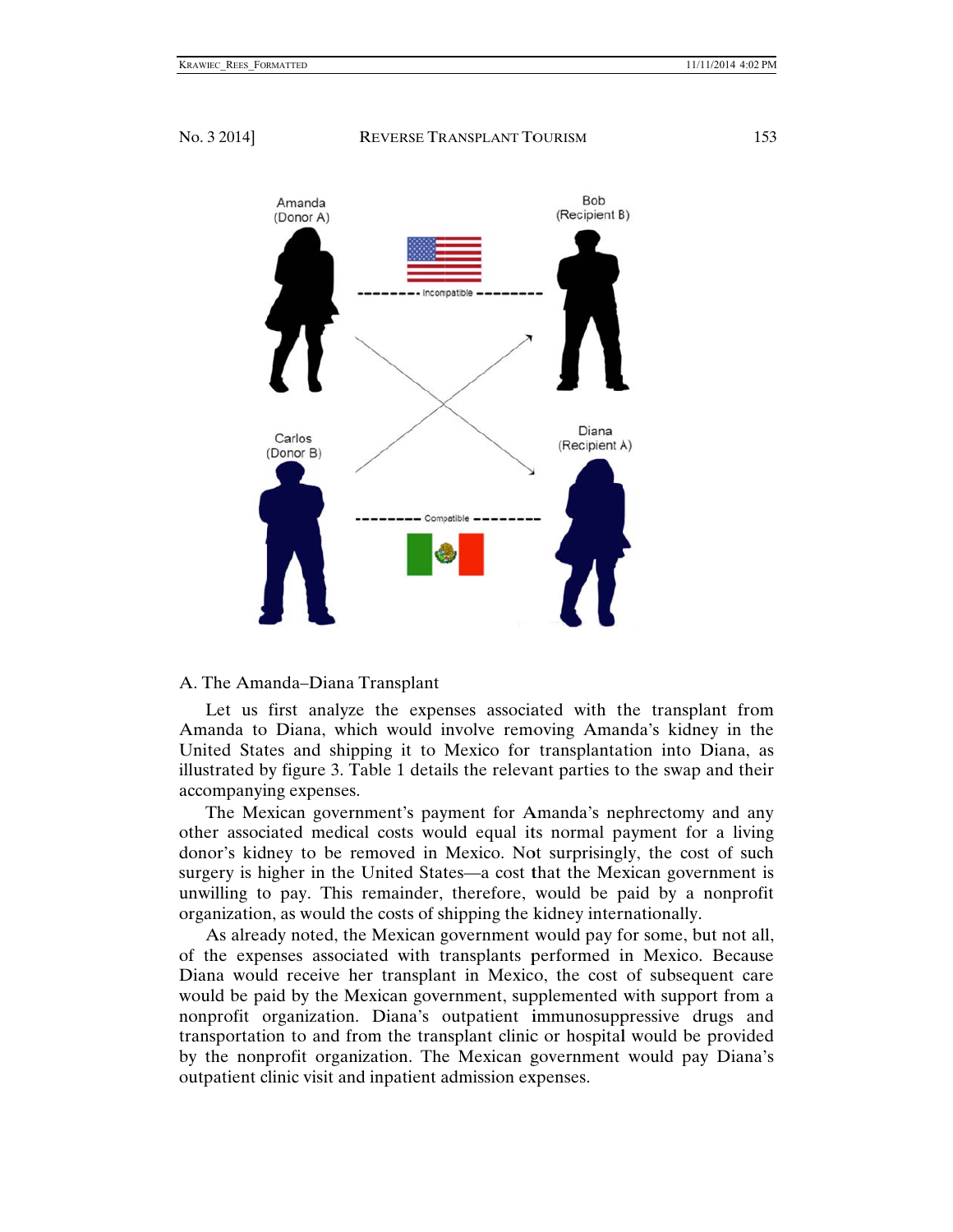Amanda (Donor A)

Bob (Recipient B)

Incompatible

Carlos (Donor B)

Diana (Recipient A)

Compatible

A. The Amanda–Diana Transplant

Let us first analyze the expenses associated with the transplant from Amanda to Diana, which would involve removing Amanda's kidney in the United States and shipping it to Mexico for transplantation into Diana, as illustrated by figure 3. Table 1 details the relevant parties to the swap and their accompanying expenses.

The Mexican government's payment for Amanda's nephrectomy and any other associated medical costs would equal its normal payment for a living donor's kidney to be removed in Mexico. Not surprisingly, the cost of such surgery is higher in the United States—a cost that the Mexican government is unwilling to pay. This remainder, therefore, would be paid by a nonprofit organization, as would the costs of shipping the kidney internationally.

As already noted, the Mexican government would pay for some, but not all, of the expenses associated with transplants performed in Mexico. Because Diana would receive her transplant in Mexico, the cost of subsequent care would be paid by the Mexican government, supplemented with support from a nonprofit organization. Diana's outpatient immunosuppressive drugs and transportation to and from the transplant clinic or hospital would be provided by the nonprofit organization. The Mexican government would pay Diana's outpatient clinic visit and inpatient admission expenses.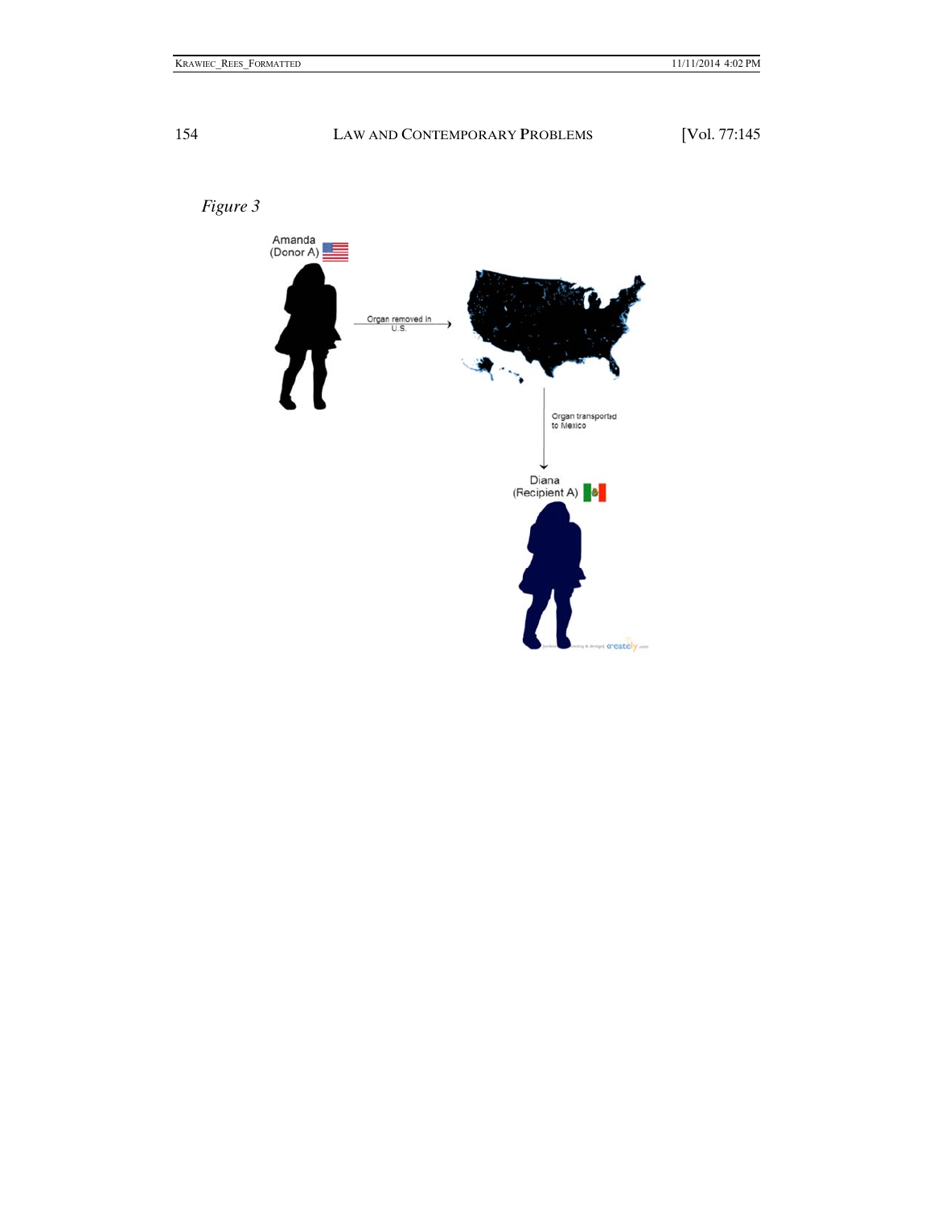*Figure 3*

Amanda (Donor A)

Organ removed in U.S.

Organ transported to Mexico

Diana (Recipient A)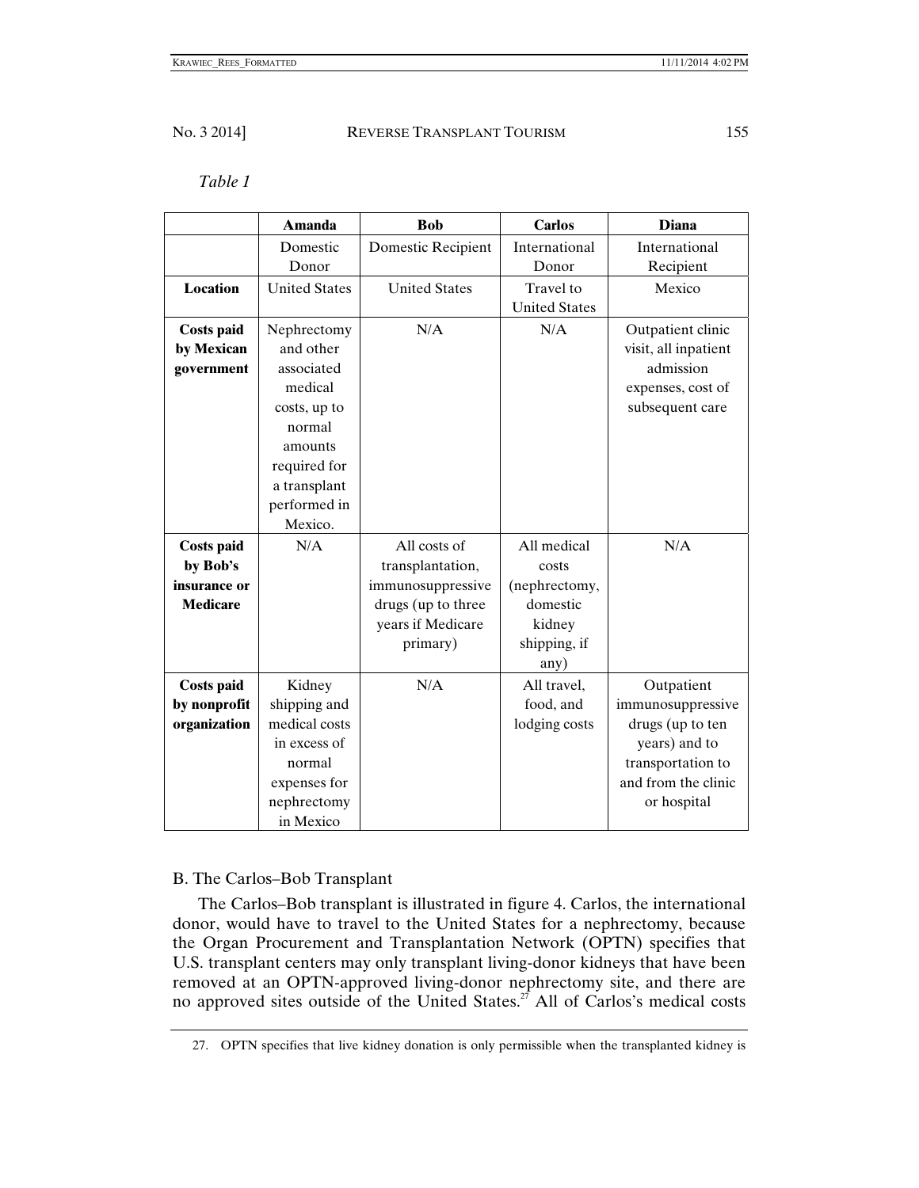*Table 1*

| | **Amanda** | **Bob** | **Carlos** | **Diana** |
|---|---|---|---|---|
| | Domestic Donor | Domestic Recipient | International Donor | International Recipient |
| **Location** | United States | United States | Travel to United States | Mexico |
| **Costs paid by Mexican government** | Nephrectomy and other associated medical costs, up to normal amounts required for a transplant performed in Mexico. | N/A | N/A | Outpatient clinic visit, all inpatient admission expenses, cost of subsequent care |
| **Costs paid by Bob's insurance or Medicare** | N/A | All costs of transplantation, immunosuppressive drugs (up to three years if Medicare primary) | All medical costs (nephrectomy, domestic kidney shipping, if any) | N/A |
| **Costs paid by nonprofit organization** | Kidney shipping and medical costs in excess of normal expenses for nephrectomy in Mexico | N/A | All travel, food, and lodging costs | Outpatient immunosuppressive drugs (up to ten years) and to transportation to and from the clinic or hospital |

B. The Carlos–Bob Transplant

The Carlos–Bob transplant is illustrated in figure 4. Carlos, the international donor, would have to travel to the United States for a nephrectomy, because the Organ Procurement and Transplantation Network (OPTN) specifies that U.S. transplant centers may only transplant living-donor kidneys that have been removed at an OPTN-approved living-donor nephrectomy site, and there are no approved sites outside of the United States.[27] All of Carlos's medical costs

27. OPTN specifies that live kidney donation is only permissible when the transplanted kidney is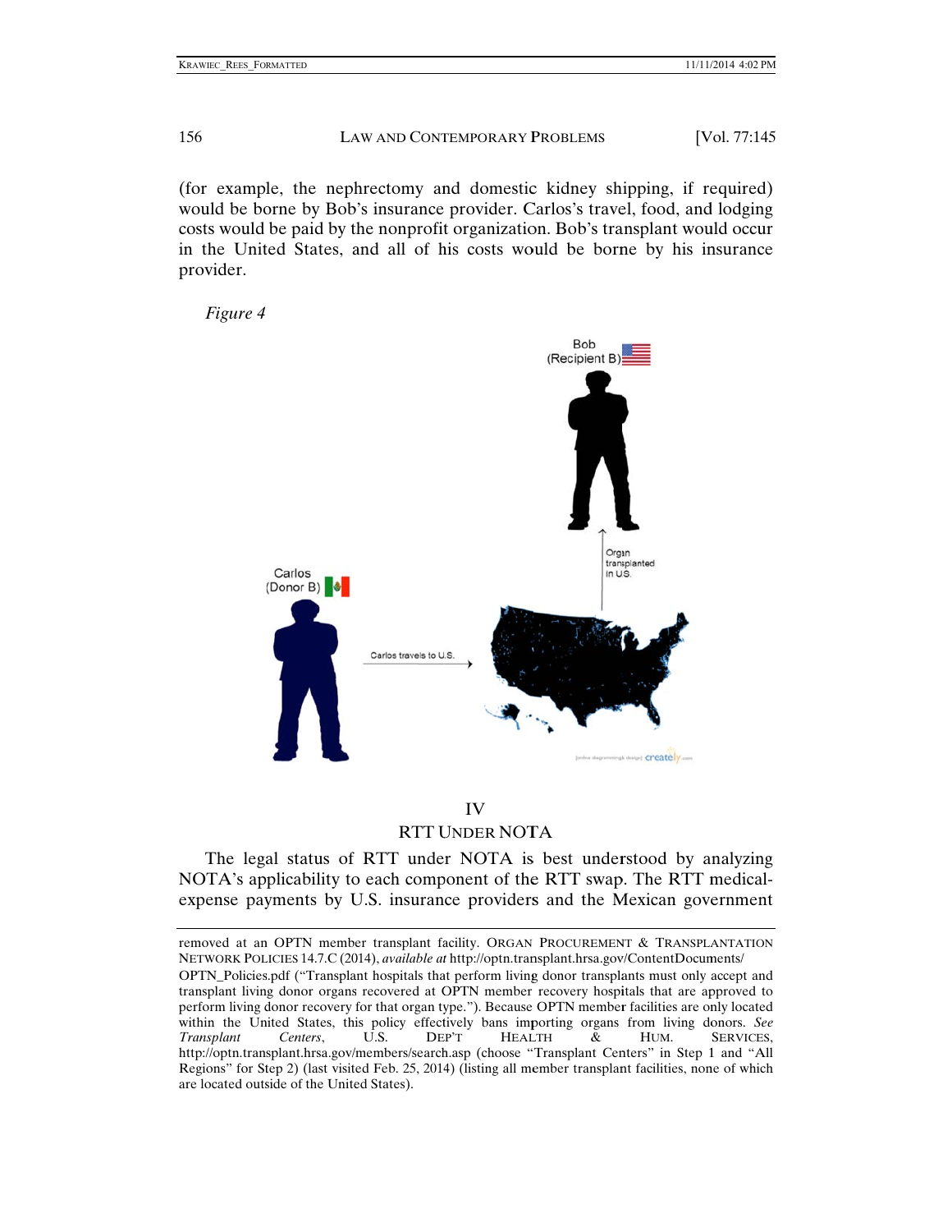(for example, the nephrectomy and domestic kidney shipping, if required) would be borne by Bob's insurance provider. Carlos's travel, food, and lodging costs would be paid by the nonprofit organization. Bob's transplant would occur in the United States, and all of his costs would be borne by his insurance provider.

*Figure 4*

## IV
## RTT UNDER NOTA

The legal status of RTT under NOTA is best understood by analyzing NOTA's applicability to each component of the RTT swap. The RTT medical-expense payments by U.S. insurance providers and the Mexican government

---

removed at an OPTN member transplant facility. ORGAN PROCUREMENT & TRANSPLANTATION NETWORK POLICIES 14.7.C (2014), *available at* http://optn.transplant.hrsa.gov/ContentDocuments/OPTN_Policies.pdf ("Transplant hospitals that perform living donor transplants must only accept and transplant living donor organs recovered at OPTN member recovery hospitals that are approved to perform living donor recovery for that organ type."). Because OPTN member facilities are only located within the United States, this policy effectively bans importing organs from living donors. *See Transplant Centers*, U.S. DEP'T HEALTH & HUM. SERVICES, http://optn.transplant.hrsa.gov/members/search.asp (choose "Transplant Centers" in Step 1 and "All Regions" for Step 2) (last visited Feb. 25, 2014) (listing all member transplant facilities, none of which are located outside of the United States).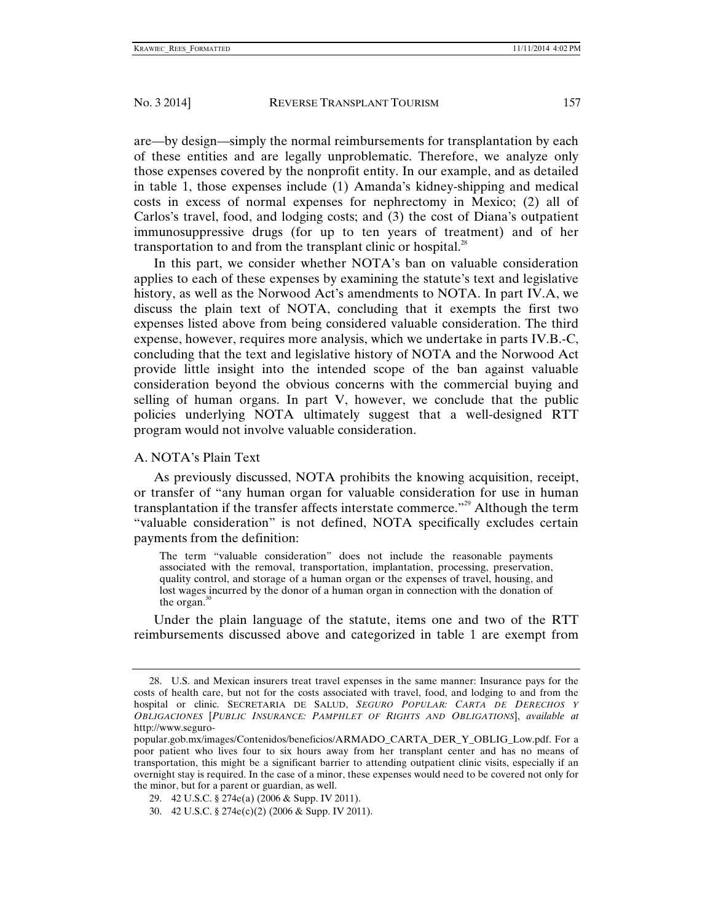are—by design—simply the normal reimbursements for transplantation by each of these entities and are legally unproblematic. Therefore, we analyze only those expenses covered by the nonprofit entity. In our example, and as detailed in table 1, those expenses include (1) Amanda's kidney-shipping and medical costs in excess of normal expenses for nephrectomy in Mexico; (2) all of Carlos's travel, food, and lodging costs; and (3) the cost of Diana's outpatient immunosuppressive drugs (for up to ten years of treatment) and of her transportation to and from the transplant clinic or hospital.[28]

In this part, we consider whether NOTA's ban on valuable consideration applies to each of these expenses by examining the statute's text and legislative history, as well as the Norwood Act's amendments to NOTA. In part IV.A, we discuss the plain text of NOTA, concluding that it exempts the first two expenses listed above from being considered valuable consideration. The third expense, however, requires more analysis, which we undertake in parts IV.B.-C, concluding that the text and legislative history of NOTA and the Norwood Act provide little insight into the intended scope of the ban against valuable consideration beyond the obvious concerns with the commercial buying and selling of human organs. In part V, however, we conclude that the public policies underlying NOTA ultimately suggest that a well-designed RTT program would not involve valuable consideration.

### A. NOTA's Plain Text

As previously discussed, NOTA prohibits the knowing acquisition, receipt, or transfer of "any human organ for valuable consideration for use in human transplantation if the transfer affects interstate commerce."[29] Although the term "valuable consideration" is not defined, NOTA specifically excludes certain payments from the definition:

> The term "valuable consideration" does not include the reasonable payments associated with the removal, transportation, implantation, processing, preservation, quality control, and storage of a human organ or the expenses of travel, housing, and lost wages incurred by the donor of a human organ in connection with the donation of the organ.[30]

Under the plain language of the statute, items one and two of the RTT reimbursements discussed above and categorized in table 1 are exempt from

---

28. U.S. and Mexican insurers treat travel expenses in the same manner: Insurance pays for the costs of health care, but not for the costs associated with travel, food, and lodging to and from the hospital or clinic. SECRETARIA DE SALUD, *SEGURO POPULAR: CARTA DE DERECHOS Y OBLIGACIONES* [*PUBLIC INSURANCE: PAMPHLET OF RIGHTS AND OBLIGATIONS*], *available at* http://www.seguro-popular.gob.mx/images/Contenidos/beneficios/ARMADO_CARTA_DER_Y_OBLIG_Low.pdf. For a poor patient who lives four to six hours away from her transplant center and has no means of transportation, this might be a significant barrier to attending outpatient clinic visits, especially if an overnight stay is required. In the case of a minor, these expenses would need to be covered not only for the minor, but for a parent or guardian, as well.

29. 42 U.S.C. § 274e(a) (2006 & Supp. IV 2011).

30. 42 U.S.C. § 274e(c)(2) (2006 & Supp. IV 2011).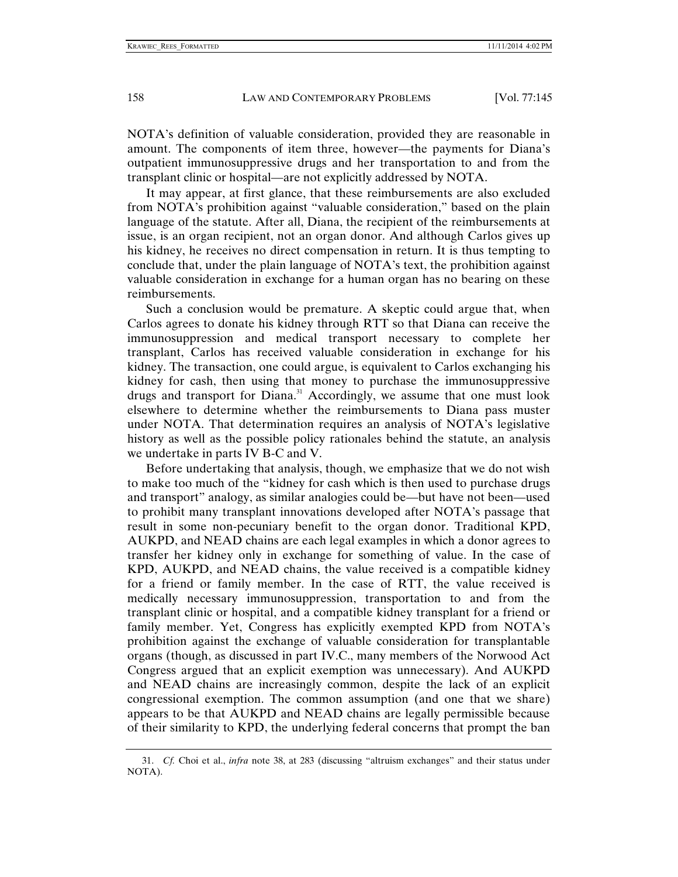NOTA's definition of valuable consideration, provided they are reasonable in amount. The components of item three, however—the payments for Diana's outpatient immunosuppressive drugs and her transportation to and from the transplant clinic or hospital—are not explicitly addressed by NOTA.

It may appear, at first glance, that these reimbursements are also excluded from NOTA's prohibition against "valuable consideration," based on the plain language of the statute. After all, Diana, the recipient of the reimbursements at issue, is an organ recipient, not an organ donor. And although Carlos gives up his kidney, he receives no direct compensation in return. It is thus tempting to conclude that, under the plain language of NOTA's text, the prohibition against valuable consideration in exchange for a human organ has no bearing on these reimbursements.

Such a conclusion would be premature. A skeptic could argue that, when Carlos agrees to donate his kidney through RTT so that Diana can receive the immunosuppression and medical transport necessary to complete her transplant, Carlos has received valuable consideration in exchange for his kidney. The transaction, one could argue, is equivalent to Carlos exchanging his kidney for cash, then using that money to purchase the immunosuppressive drugs and transport for Diana.[31] Accordingly, we assume that one must look elsewhere to determine whether the reimbursements to Diana pass muster under NOTA. That determination requires an analysis of NOTA's legislative history as well as the possible policy rationales behind the statute, an analysis we undertake in parts IV B-C and V.

Before undertaking that analysis, though, we emphasize that we do not wish to make too much of the "kidney for cash which is then used to purchase drugs and transport" analogy, as similar analogies could be—but have not been—used to prohibit many transplant innovations developed after NOTA's passage that result in some non-pecuniary benefit to the organ donor. Traditional KPD, AUKPD, and NEAD chains are each legal examples in which a donor agrees to transfer her kidney only in exchange for something of value. In the case of KPD, AUKPD, and NEAD chains, the value received is a compatible kidney for a friend or family member. In the case of RTT, the value received is medically necessary immunosuppression, transportation to and from the transplant clinic or hospital, and a compatible kidney transplant for a friend or family member. Yet, Congress has explicitly exempted KPD from NOTA's prohibition against the exchange of valuable consideration for transplantable organs (though, as discussed in part IV.C., many members of the Norwood Act Congress argued that an explicit exemption was unnecessary). And AUKPD and NEAD chains are increasingly common, despite the lack of an explicit congressional exemption. The common assumption (and one that we share) appears to be that AUKPD and NEAD chains are legally permissible because of their similarity to KPD, the underlying federal concerns that prompt the ban

31. *Cf.* Choi et al., *infra* note 38, at 283 (discussing "altruism exchanges" and their status under NOTA).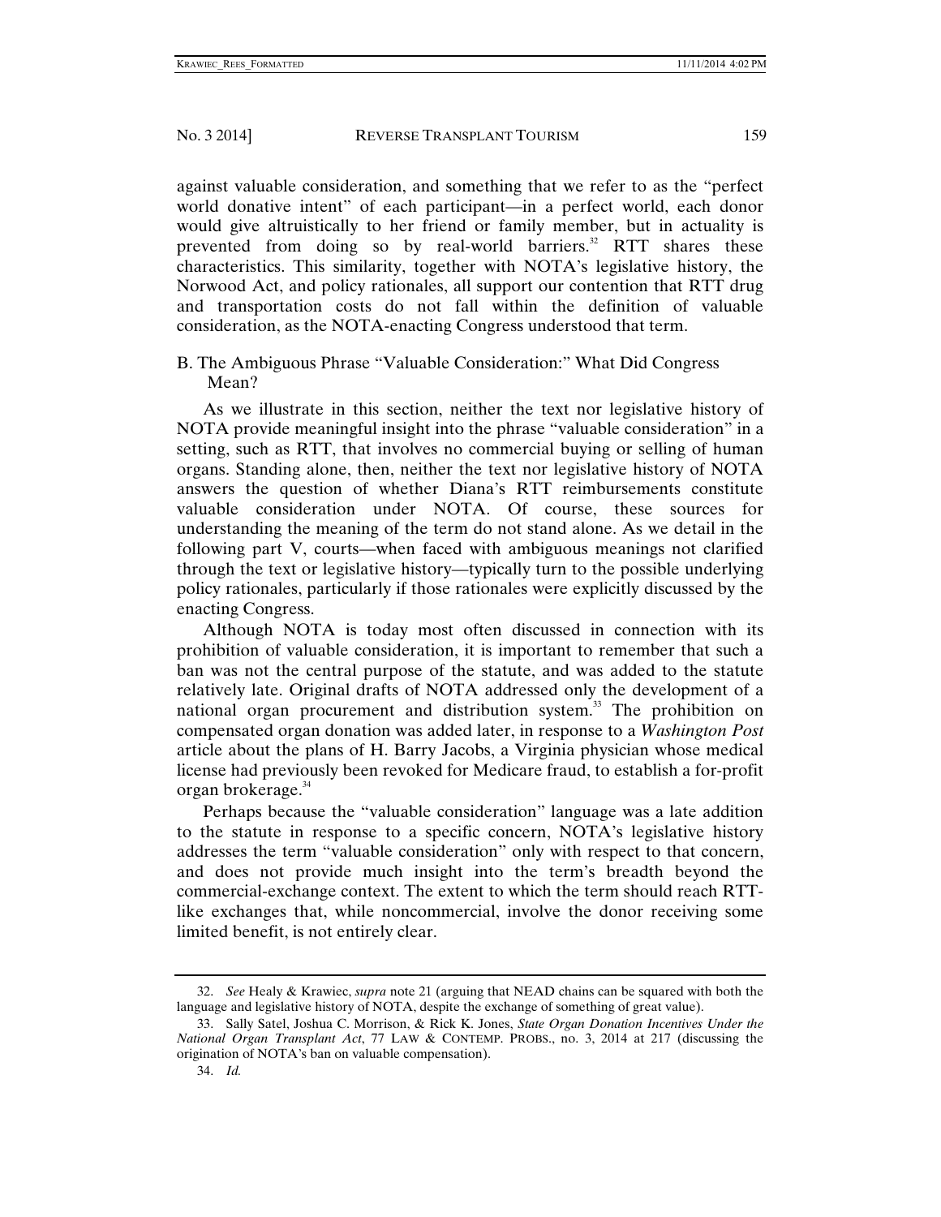against valuable consideration, and something that we refer to as the "perfect world donative intent" of each participant—in a perfect world, each donor would give altruistically to her friend or family member, but in actuality is prevented from doing so by real-world barriers.[32] RTT shares these characteristics. This similarity, together with NOTA's legislative history, the Norwood Act, and policy rationales, all support our contention that RTT drug and transportation costs do not fall within the definition of valuable consideration, as the NOTA-enacting Congress understood that term.

## B. The Ambiguous Phrase "Valuable Consideration:" What Did Congress Mean?

As we illustrate in this section, neither the text nor legislative history of NOTA provide meaningful insight into the phrase "valuable consideration" in a setting, such as RTT, that involves no commercial buying or selling of human organs. Standing alone, then, neither the text nor legislative history of NOTA answers the question of whether Diana's RTT reimbursements constitute valuable consideration under NOTA. Of course, these sources for understanding the meaning of the term do not stand alone. As we detail in the following part V, courts—when faced with ambiguous meanings not clarified through the text or legislative history—typically turn to the possible underlying policy rationales, particularly if those rationales were explicitly discussed by the enacting Congress.

Although NOTA is today most often discussed in connection with its prohibition of valuable consideration, it is important to remember that such a ban was not the central purpose of the statute, and was added to the statute relatively late. Original drafts of NOTA addressed only the development of a national organ procurement and distribution system.[33] The prohibition on compensated organ donation was added later, in response to a *Washington Post* article about the plans of H. Barry Jacobs, a Virginia physician whose medical license had previously been revoked for Medicare fraud, to establish a for-profit organ brokerage.[34]

Perhaps because the "valuable consideration" language was a late addition to the statute in response to a specific concern, NOTA's legislative history addresses the term "valuable consideration" only with respect to that concern, and does not provide much insight into the term's breadth beyond the commercial-exchange context. The extent to which the term should reach RTT-like exchanges that, while noncommercial, involve the donor receiving some limited benefit, is not entirely clear.

---

32. *See* Healy & Krawiec, *supra* note 21 (arguing that NEAD chains can be squared with both the language and legislative history of NOTA, despite the exchange of something of great value).

33. Sally Satel, Joshua C. Morrison, & Rick K. Jones, *State Organ Donation Incentives Under the National Organ Transplant Act*, 77 LAW & CONTEMP. PROBS., no. 3, 2014 at 217 (discussing the origination of NOTA's ban on valuable compensation).

34. *Id.*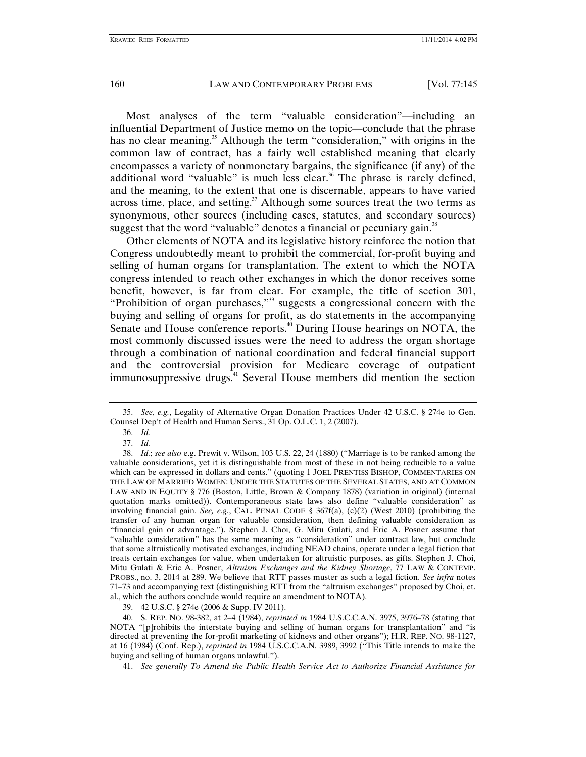Most analyses of the term "valuable consideration"—including an influential Department of Justice memo on the topic—conclude that the phrase has no clear meaning.[35] Although the term "consideration," with origins in the common law of contract, has a fairly well established meaning that clearly encompasses a variety of nonmonetary bargains, the significance (if any) of the additional word "valuable" is much less clear.[36] The phrase is rarely defined, and the meaning, to the extent that one is discernable, appears to have varied across time, place, and setting.[37] Although some sources treat the two terms as synonymous, other sources (including cases, statutes, and secondary sources) suggest that the word "valuable" denotes a financial or pecuniary gain.[38]

Other elements of NOTA and its legislative history reinforce the notion that Congress undoubtedly meant to prohibit the commercial, for-profit buying and selling of human organs for transplantation. The extent to which the NOTA congress intended to reach other exchanges in which the donor receives some benefit, however, is far from clear. For example, the title of section 301, "Prohibition of organ purchases,"[39] suggests a congressional concern with the buying and selling of organs for profit, as do statements in the accompanying Senate and House conference reports.[40] During House hearings on NOTA, the most commonly discussed issues were the need to address the organ shortage through a combination of national coordination and federal financial support and the controversial provision for Medicare coverage of outpatient immunosuppressive drugs.[41] Several House members did mention the section

---

35. *See, e.g.*, Legality of Alternative Organ Donation Practices Under 42 U.S.C. § 274e to Gen. Counsel Dep't of Health and Human Servs., 31 Op. O.L.C. 1, 2 (2007).

36. *Id.*

37. *Id.*

38. *Id.*; *see also* e.g. Prewit v. Wilson, 103 U.S. 22, 24 (1880) ("Marriage is to be ranked among the valuable considerations, yet it is distinguishable from most of these in not being reducible to a value which can be expressed in dollars and cents." (quoting 1 JOEL PRENTISS BISHOP, COMMENTARIES ON THE LAW OF MARRIED WOMEN: UNDER THE STATUTES OF THE SEVERAL STATES, AND AT COMMON LAW AND IN EQUITY § 776 (Boston, Little, Brown & Company 1878) (variation in original) (internal quotation marks omitted)). Contemporaneous state laws also define "valuable consideration" as involving financial gain. *See, e.g.*, CAL. PENAL CODE § 367f(a), (c)(2) (West 2010) (prohibiting the transfer of any human organ for valuable consideration, then defining valuable consideration as "financial gain or advantage."). Stephen J. Choi, G. Mitu Gulati, and Eric A. Posner assume that "valuable consideration" has the same meaning as "consideration" under contract law, but conclude that some altruistically motivated exchanges, including NEAD chains, operate under a legal fiction that treats certain exchanges for value, when undertaken for altruistic purposes, as gifts. Stephen J. Choi, Mitu Gulati & Eric A. Posner, *Altruism Exchanges and the Kidney Shortage*, 77 LAW & CONTEMP. PROBS., no. 3, 2014 at 289. We believe that RTT passes muster as such a legal fiction. *See infra* notes 71–73 and accompanying text (distinguishing RTT from the "altruism exchanges" proposed by Choi, et. al., which the authors conclude would require an amendment to NOTA).

39. 42 U.S.C. § 274e (2006 & Supp. IV 2011).

40. S. REP. NO. 98-382, at 2–4 (1984), *reprinted in* 1984 U.S.C.C.A.N. 3975, 3976–78 (stating that NOTA "[p]rohibits the interstate buying and selling of human organs for transplantation" and "is directed at preventing the for-profit marketing of kidneys and other organs"); H.R. REP. NO. 98-1127, at 16 (1984) (Conf. Rep.), *reprinted in* 1984 U.S.C.C.A.N. 3989, 3992 ("This Title intends to make the buying and selling of human organs unlawful.").

41. *See generally To Amend the Public Health Service Act to Authorize Financial Assistance for*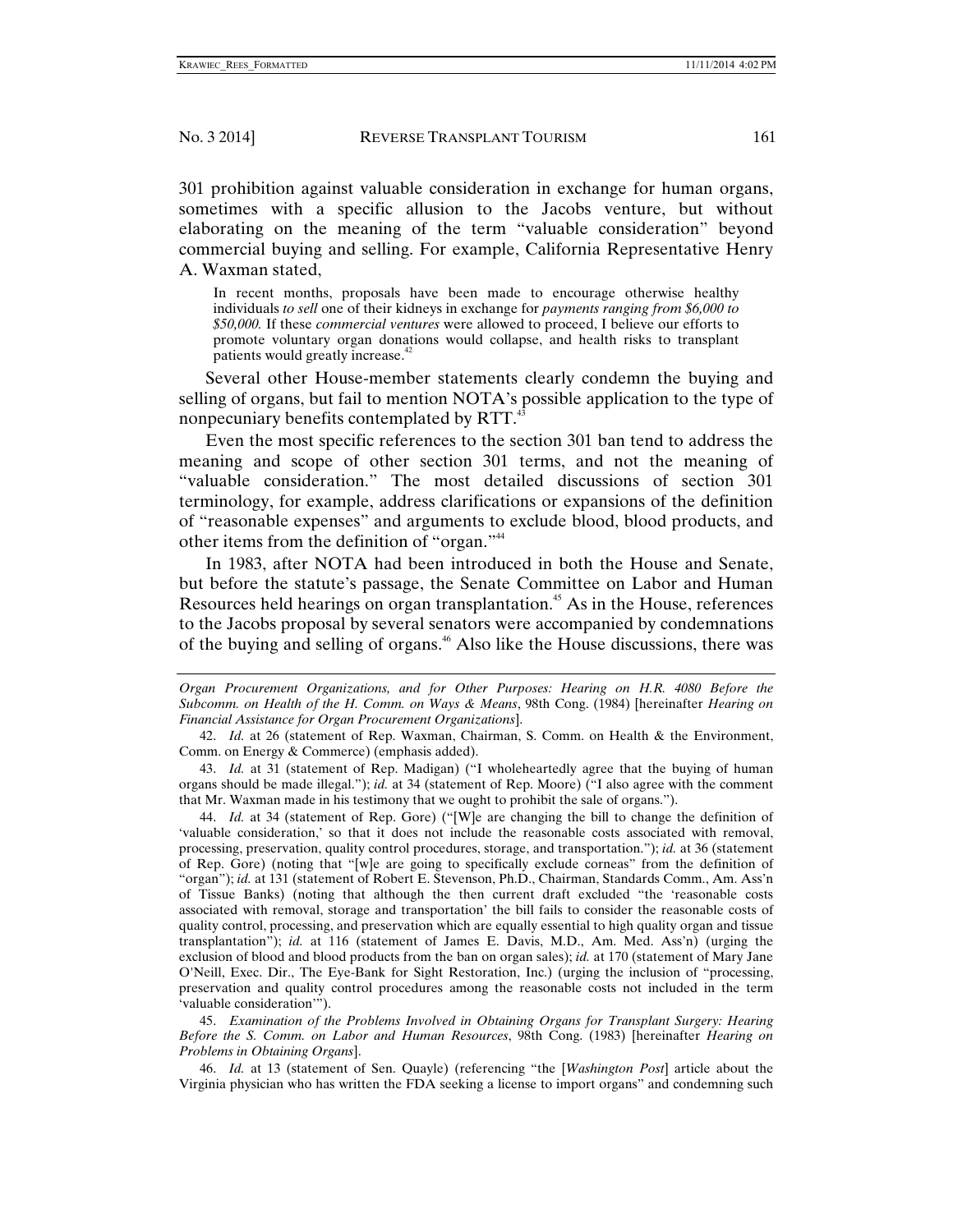301 prohibition against valuable consideration in exchange for human organs, sometimes with a specific allusion to the Jacobs venture, but without elaborating on the meaning of the term "valuable consideration" beyond commercial buying and selling. For example, California Representative Henry A. Waxman stated,

> In recent months, proposals have been made to encourage otherwise healthy individuals *to sell* one of their kidneys in exchange for *payments ranging from $6,000 to $50,000.* If these *commercial ventures* were allowed to proceed, I believe our efforts to promote voluntary organ donations would collapse, and health risks to transplant patients would greatly increase.[42]

Several other House-member statements clearly condemn the buying and selling of organs, but fail to mention NOTA's possible application to the type of nonpecuniary benefits contemplated by RTT.[43]

Even the most specific references to the section 301 ban tend to address the meaning and scope of other section 301 terms, and not the meaning of "valuable consideration." The most detailed discussions of section 301 terminology, for example, address clarifications or expansions of the definition of "reasonable expenses" and arguments to exclude blood, blood products, and other items from the definition of "organ."[44]

In 1983, after NOTA had been introduced in both the House and Senate, but before the statute's passage, the Senate Committee on Labor and Human Resources held hearings on organ transplantation.[45] As in the House, references to the Jacobs proposal by several senators were accompanied by condemnations of the buying and selling of organs.[46] Also like the House discussions, there was

---

*Organ Procurement Organizations, and for Other Purposes: Hearing on H.R. 4080 Before the Subcomm. on Health of the H. Comm. on Ways & Means*, 98th Cong. (1984) [hereinafter *Hearing on Financial Assistance for Organ Procurement Organizations*].

42. *Id.* at 26 (statement of Rep. Waxman, Chairman, S. Comm. on Health & the Environment, Comm. on Energy & Commerce) (emphasis added).

43. *Id.* at 31 (statement of Rep. Madigan) ("I wholeheartedly agree that the buying of human organs should be made illegal."); *id.* at 34 (statement of Rep. Moore) ("I also agree with the comment that Mr. Waxman made in his testimony that we ought to prohibit the sale of organs.").

44. *Id.* at 34 (statement of Rep. Gore) ("[W]e are changing the bill to change the definition of 'valuable consideration,' so that it does not include the reasonable costs associated with removal, processing, preservation, quality control procedures, storage, and transportation."); *id.* at 36 (statement of Rep. Gore) (noting that "[w]e are going to specifically exclude corneas" from the definition of "organ"); *id.* at 131 (statement of Robert E. Stevenson, Ph.D., Chairman, Standards Comm., Am. Ass'n of Tissue Banks) (noting that although the then current draft excluded "the 'reasonable costs associated with removal, storage and transportation' the bill fails to consider the reasonable costs of quality control, processing, and preservation which are equally essential to high quality organ and tissue transplantation"); *id.* at 116 (statement of James E. Davis, M.D., Am. Med. Ass'n) (urging the exclusion of blood and blood products from the ban on organ sales); *id.* at 170 (statement of Mary Jane O'Neill, Exec. Dir., The Eye-Bank for Sight Restoration, Inc.) (urging the inclusion of "processing, preservation and quality control procedures among the reasonable costs not included in the term 'valuable consideration'").

45. *Examination of the Problems Involved in Obtaining Organs for Transplant Surgery: Hearing Before the S. Comm. on Labor and Human Resources*, 98th Cong. (1983) [hereinafter *Hearing on Problems in Obtaining Organs*].

46. *Id.* at 13 (statement of Sen. Quayle) (referencing "the [*Washington Post*] article about the Virginia physician who has written the FDA seeking a license to import organs" and condemning such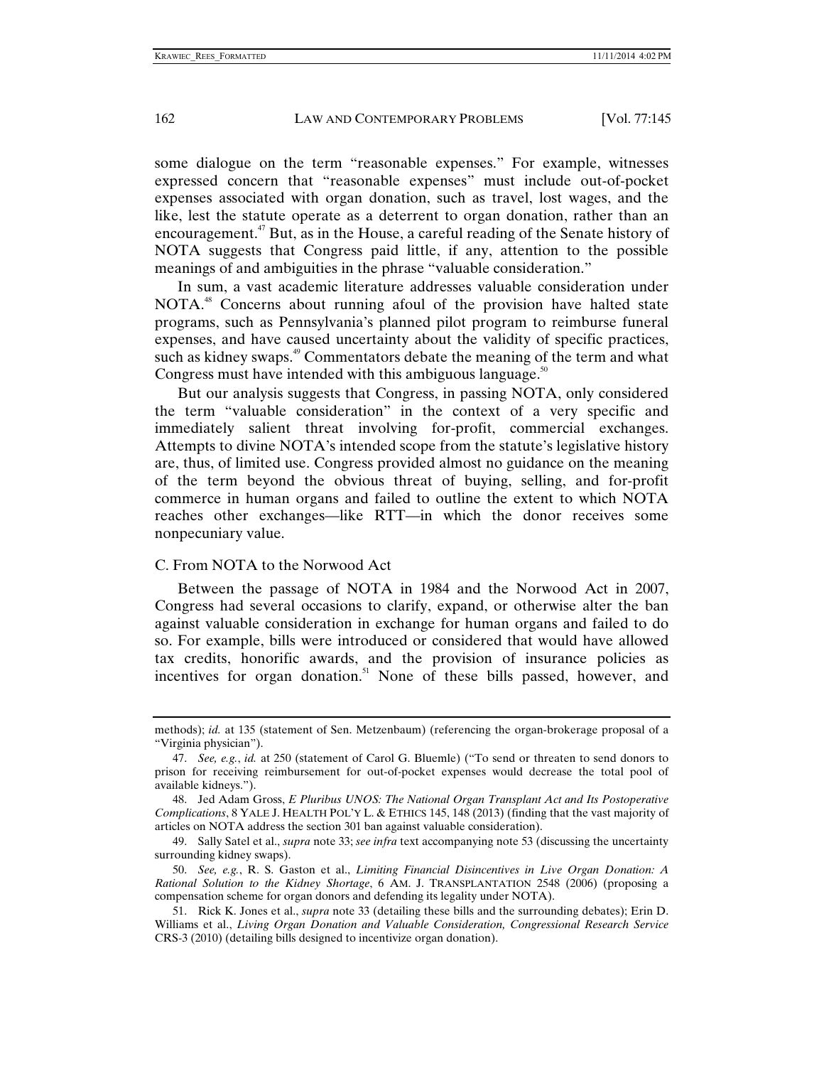some dialogue on the term "reasonable expenses." For example, witnesses expressed concern that "reasonable expenses" must include out-of-pocket expenses associated with organ donation, such as travel, lost wages, and the like, lest the statute operate as a deterrent to organ donation, rather than an encouragement.[47] But, as in the House, a careful reading of the Senate history of NOTA suggests that Congress paid little, if any, attention to the possible meanings of and ambiguities in the phrase "valuable consideration."

In sum, a vast academic literature addresses valuable consideration under NOTA.[48] Concerns about running afoul of the provision have halted state programs, such as Pennsylvania's planned pilot program to reimburse funeral expenses, and have caused uncertainty about the validity of specific practices, such as kidney swaps.[49] Commentators debate the meaning of the term and what Congress must have intended with this ambiguous language.[50]

But our analysis suggests that Congress, in passing NOTA, only considered the term "valuable consideration" in the context of a very specific and immediately salient threat involving for-profit, commercial exchanges. Attempts to divine NOTA's intended scope from the statute's legislative history are, thus, of limited use. Congress provided almost no guidance on the meaning of the term beyond the obvious threat of buying, selling, and for-profit commerce in human organs and failed to outline the extent to which NOTA reaches other exchanges—like RTT—in which the donor receives some nonpecuniary value.

## C. From NOTA to the Norwood Act

Between the passage of NOTA in 1984 and the Norwood Act in 2007, Congress had several occasions to clarify, expand, or otherwise alter the ban against valuable consideration in exchange for human organs and failed to do so. For example, bills were introduced or considered that would have allowed tax credits, honorific awards, and the provision of insurance policies as incentives for organ donation.[51] None of these bills passed, however, and

---

methods); *id.* at 135 (statement of Sen. Metzenbaum) (referencing the organ-brokerage proposal of a "Virginia physician").

47. *See, e.g.*, *id.* at 250 (statement of Carol G. Bluemle) ("To send or threaten to send donors to prison for receiving reimbursement for out-of-pocket expenses would decrease the total pool of available kidneys.").

48. Jed Adam Gross, *E Pluribus UNOS: The National Organ Transplant Act and Its Postoperative Complications*, 8 YALE J. HEALTH POL'Y L. & ETHICS 145, 148 (2013) (finding that the vast majority of articles on NOTA address the section 301 ban against valuable consideration).

49. Sally Satel et al., *supra* note 33; *see infra* text accompanying note 53 (discussing the uncertainty surrounding kidney swaps).

50. *See, e.g.*, R. S. Gaston et al., *Limiting Financial Disincentives in Live Organ Donation: A Rational Solution to the Kidney Shortage*, 6 AM. J. TRANSPLANTATION 2548 (2006) (proposing a compensation scheme for organ donors and defending its legality under NOTA).

51. Rick K. Jones et al., *supra* note 33 (detailing these bills and the surrounding debates); Erin D. Williams et al., *Living Organ Donation and Valuable Consideration, Congressional Research Service* CRS-3 (2010) (detailing bills designed to incentivize organ donation).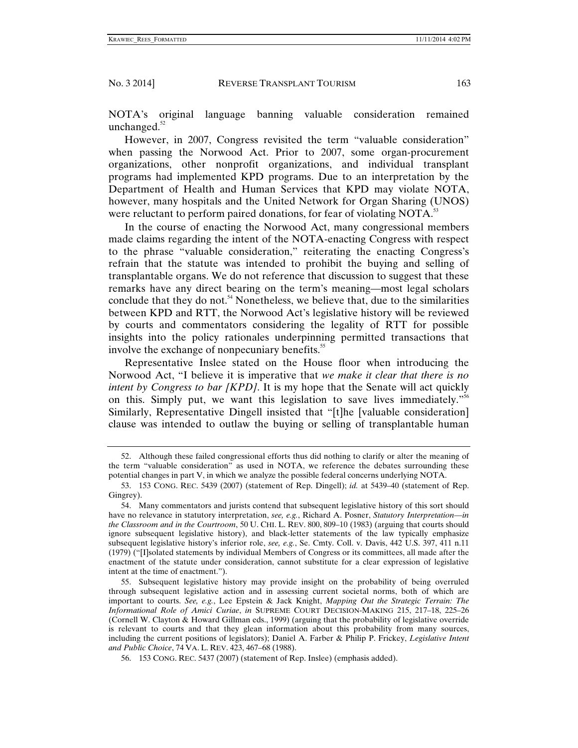NOTA's original language banning valuable consideration remained unchanged.[52]

However, in 2007, Congress revisited the term "valuable consideration" when passing the Norwood Act. Prior to 2007, some organ-procurement organizations, other nonprofit organizations, and individual transplant programs had implemented KPD programs. Due to an interpretation by the Department of Health and Human Services that KPD may violate NOTA, however, many hospitals and the United Network for Organ Sharing (UNOS) were reluctant to perform paired donations, for fear of violating NOTA.[53]

In the course of enacting the Norwood Act, many congressional members made claims regarding the intent of the NOTA-enacting Congress with respect to the phrase "valuable consideration," reiterating the enacting Congress's refrain that the statute was intended to prohibit the buying and selling of transplantable organs. We do not reference that discussion to suggest that these remarks have any direct bearing on the term's meaning—most legal scholars conclude that they do not.[54] Nonetheless, we believe that, due to the similarities between KPD and RTT, the Norwood Act's legislative history will be reviewed by courts and commentators considering the legality of RTT for possible insights into the policy rationales underpinning permitted transactions that involve the exchange of nonpecuniary benefits.[55]

Representative Inslee stated on the House floor when introducing the Norwood Act, "I believe it is imperative that *we make it clear that there is no intent by Congress to bar [KPD]*. It is my hope that the Senate will act quickly on this. Simply put, we want this legislation to save lives immediately."[56] Similarly, Representative Dingell insisted that "[t]he [valuable consideration] clause was intended to outlaw the buying or selling of transplantable human

---

52. Although these failed congressional efforts thus did nothing to clarify or alter the meaning of the term "valuable consideration" as used in NOTA, we reference the debates surrounding these potential changes in part V, in which we analyze the possible federal concerns underlying NOTA.

53. 153 CONG. REC. 5439 (2007) (statement of Rep. Dingell); *id.* at 5439–40 (statement of Rep. Gingrey).

54. Many commentators and jurists contend that subsequent legislative history of this sort should have no relevance in statutory interpretation, *see, e.g.*, Richard A. Posner, *Statutory Interpretation—in the Classroom and in the Courtroom*, 50 U. CHI. L. REV. 800, 809–10 (1983) (arguing that courts should ignore subsequent legislative history), and black-letter statements of the law typically emphasize subsequent legislative history's inferior role, *see, e.g.*, Se. Cmty. Coll. v. Davis, 442 U.S. 397, 411 n.11 (1979) ("[I]solated statements by individual Members of Congress or its committees, all made after the enactment of the statute under consideration, cannot substitute for a clear expression of legislative intent at the time of enactment.").

55. Subsequent legislative history may provide insight on the probability of being overruled through subsequent legislative action and in assessing current societal norms, both of which are important to courts. *See, e.g.*, Lee Epstein & Jack Knight, *Mapping Out the Strategic Terrain: The Informational Role of Amici Curiae*, *in* SUPREME COURT DECISION-MAKING 215, 217–18, 225–26 (Cornell W. Clayton & Howard Gillman eds., 1999) (arguing that the probability of legislative override is relevant to courts and that they glean information about this probability from many sources, including the current positions of legislators); Daniel A. Farber & Philip P. Frickey, *Legislative Intent and Public Choice*, 74 VA. L. REV. 423, 467–68 (1988).

56. 153 CONG. REC. 5437 (2007) (statement of Rep. Inslee) (emphasis added).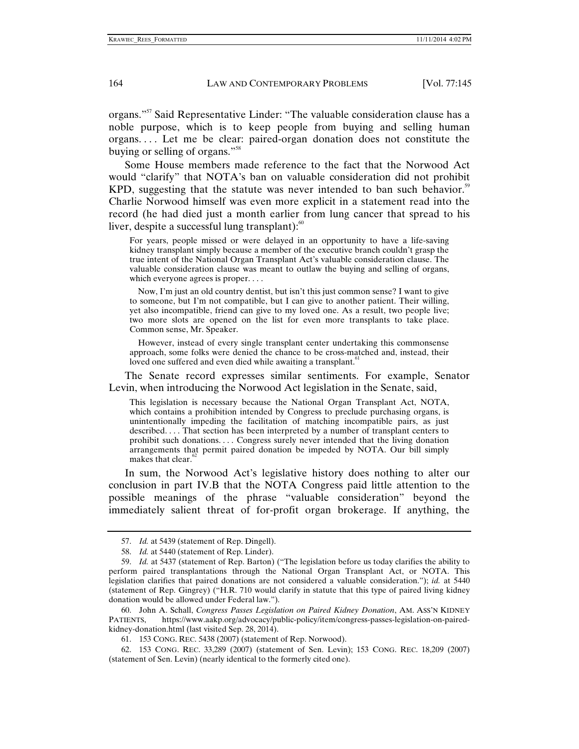organs."[57] Said Representative Linder: "The valuable consideration clause has a noble purpose, which is to keep people from buying and selling human organs. . . . Let me be clear: paired-organ donation does not constitute the buying or selling of organs."[58]

Some House members made reference to the fact that the Norwood Act would "clarify" that NOTA's ban on valuable consideration did not prohibit KPD, suggesting that the statute was never intended to ban such behavior.[59] Charlie Norwood himself was even more explicit in a statement read into the record (he had died just a month earlier from lung cancer that spread to his liver, despite a successful lung transplant):[60]

> For years, people missed or were delayed in an opportunity to have a life-saving kidney transplant simply because a member of the executive branch couldn't grasp the true intent of the National Organ Transplant Act's valuable consideration clause. The valuable consideration clause was meant to outlaw the buying and selling of organs, which everyone agrees is proper. . . .
>
> Now, I'm just an old country dentist, but isn't this just common sense? I want to give to someone, but I'm not compatible, but I can give to another patient. Their willing, yet also incompatible, friend can give to my loved one. As a result, two people live; two more slots are opened on the list for even more transplants to take place. Common sense, Mr. Speaker.
>
> However, instead of every single transplant center undertaking this commonsense approach, some folks were denied the chance to be cross-matched and, instead, their loved one suffered and even died while awaiting a transplant.[61]

The Senate record expresses similar sentiments. For example, Senator Levin, when introducing the Norwood Act legislation in the Senate, said,

> This legislation is necessary because the National Organ Transplant Act, NOTA, which contains a prohibition intended by Congress to preclude purchasing organs, is unintentionally impeding the facilitation of matching incompatible pairs, as just described. . . . That section has been interpreted by a number of transplant centers to prohibit such donations. . . . Congress surely never intended that the living donation arrangements that permit paired donation be impeded by NOTA. Our bill simply makes that clear.[62]

In sum, the Norwood Act's legislative history does nothing to alter our conclusion in part IV.B that the NOTA Congress paid little attention to the possible meanings of the phrase "valuable consideration" beyond the immediately salient threat of for-profit organ brokerage. If anything, the

---

57. *Id.* at 5439 (statement of Rep. Dingell).

58. *Id.* at 5440 (statement of Rep. Linder).

59. *Id.* at 5437 (statement of Rep. Barton) ("The legislation before us today clarifies the ability to perform paired transplantations through the National Organ Transplant Act, or NOTA. This legislation clarifies that paired donations are not considered a valuable consideration."); *id.* at 5440 (statement of Rep. Gingrey) ("H.R. 710 would clarify in statute that this type of paired living kidney donation would be allowed under Federal law.").

60. John A. Schall, *Congress Passes Legislation on Paired Kidney Donation*, AM. ASS'N KIDNEY PATIENTS, https://www.aakp.org/advocacy/public-policy/item/congress-passes-legislation-on-paired-kidney-donation.html (last visited Sep. 28, 2014).

61. 153 CONG. REC. 5438 (2007) (statement of Rep. Norwood).

62. 153 CONG. REC. 33,289 (2007) (statement of Sen. Levin); 153 CONG. REC. 18,209 (2007) (statement of Sen. Levin) (nearly identical to the formerly cited one).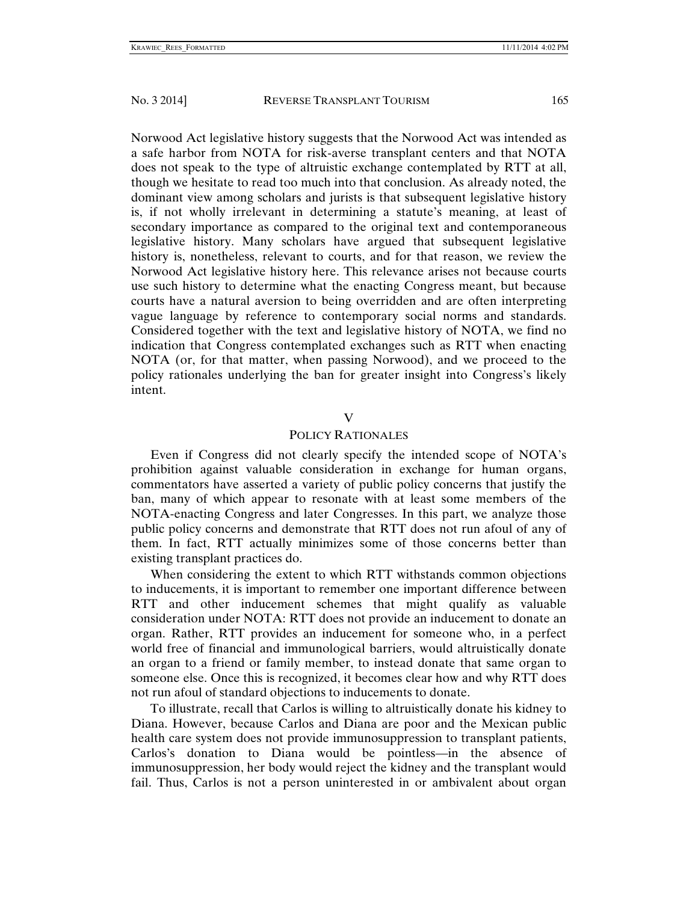Norwood Act legislative history suggests that the Norwood Act was intended as a safe harbor from NOTA for risk-averse transplant centers and that NOTA does not speak to the type of altruistic exchange contemplated by RTT at all, though we hesitate to read too much into that conclusion. As already noted, the dominant view among scholars and jurists is that subsequent legislative history is, if not wholly irrelevant in determining a statute's meaning, at least of secondary importance as compared to the original text and contemporaneous legislative history. Many scholars have argued that subsequent legislative history is, nonetheless, relevant to courts, and for that reason, we review the Norwood Act legislative history here. This relevance arises not because courts use such history to determine what the enacting Congress meant, but because courts have a natural aversion to being overridden and are often interpreting vague language by reference to contemporary social norms and standards. Considered together with the text and legislative history of NOTA, we find no indication that Congress contemplated exchanges such as RTT when enacting NOTA (or, for that matter, when passing Norwood), and we proceed to the policy rationales underlying the ban for greater insight into Congress's likely intent.

## V

## POLICY RATIONALES

Even if Congress did not clearly specify the intended scope of NOTA's prohibition against valuable consideration in exchange for human organs, commentators have asserted a variety of public policy concerns that justify the ban, many of which appear to resonate with at least some members of the NOTA-enacting Congress and later Congresses. In this part, we analyze those public policy concerns and demonstrate that RTT does not run afoul of any of them. In fact, RTT actually minimizes some of those concerns better than existing transplant practices do.

When considering the extent to which RTT withstands common objections to inducements, it is important to remember one important difference between RTT and other inducement schemes that might qualify as valuable consideration under NOTA: RTT does not provide an inducement to donate an organ. Rather, RTT provides an inducement for someone who, in a perfect world free of financial and immunological barriers, would altruistically donate an organ to a friend or family member, to instead donate that same organ to someone else. Once this is recognized, it becomes clear how and why RTT does not run afoul of standard objections to inducements to donate.

To illustrate, recall that Carlos is willing to altruistically donate his kidney to Diana. However, because Carlos and Diana are poor and the Mexican public health care system does not provide immunosuppression to transplant patients, Carlos's donation to Diana would be pointless—in the absence of immunosuppression, her body would reject the kidney and the transplant would fail. Thus, Carlos is not a person uninterested in or ambivalent about organ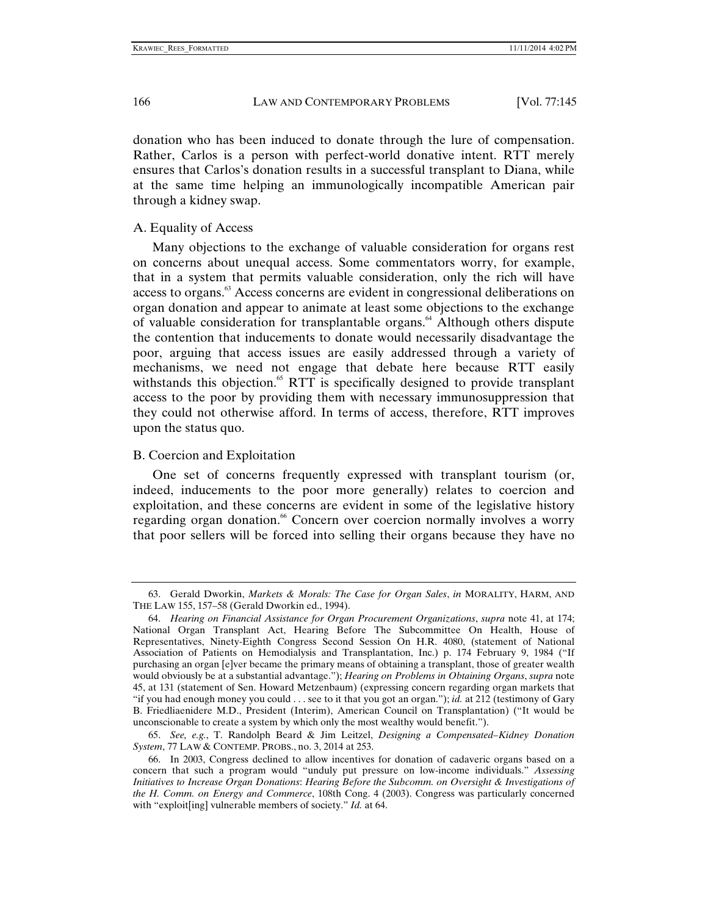donation who has been induced to donate through the lure of compensation. Rather, Carlos is a person with perfect-world donative intent. RTT merely ensures that Carlos's donation results in a successful transplant to Diana, while at the same time helping an immunologically incompatible American pair through a kidney swap.

### A. Equality of Access

Many objections to the exchange of valuable consideration for organs rest on concerns about unequal access. Some commentators worry, for example, that in a system that permits valuable consideration, only the rich will have access to organs.[63] Access concerns are evident in congressional deliberations on organ donation and appear to animate at least some objections to the exchange of valuable consideration for transplantable organs.[64] Although others dispute the contention that inducements to donate would necessarily disadvantage the poor, arguing that access issues are easily addressed through a variety of mechanisms, we need not engage that debate here because RTT easily withstands this objection.[65] RTT is specifically designed to provide transplant access to the poor by providing them with necessary immunosuppression that they could not otherwise afford. In terms of access, therefore, RTT improves upon the status quo.

### B. Coercion and Exploitation

One set of concerns frequently expressed with transplant tourism (or, indeed, inducements to the poor more generally) relates to coercion and exploitation, and these concerns are evident in some of the legislative history regarding organ donation.[66] Concern over coercion normally involves a worry that poor sellers will be forced into selling their organs because they have no

---

63. Gerald Dworkin, *Markets & Morals: The Case for Organ Sales*, *in* MORALITY, HARM, AND THE LAW 155, 157–58 (Gerald Dworkin ed., 1994).

64. *Hearing on Financial Assistance for Organ Procurement Organizations*, *supra* note 41, at 174; National Organ Transplant Act, Hearing Before The Subcommittee On Health, House of Representatives, Ninety-Eighth Congress Second Session On H.R. 4080, (statement of National Association of Patients on Hemodialysis and Transplantation, Inc.) p. 174 February 9, 1984 ("If purchasing an organ [e]ver became the primary means of obtaining a transplant, those of greater wealth would obviously be at a substantial advantage."); *Hearing on Problems in Obtaining Organs*, *supra* note 45, at 131 (statement of Sen. Howard Metzenbaum) (expressing concern regarding organ markets that "if you had enough money you could . . . see to it that you got an organ."); *id.* at 212 (testimony of Gary B. Friedliaenidere M.D., President (Interim), American Council on Transplantation) ("It would be unconscionable to create a system by which only the most wealthy would benefit.").

65. *See, e.g.*, T. Randolph Beard & Jim Leitzel, *Designing a Compensated–Kidney Donation System*, 77 LAW & CONTEMP. PROBS., no. 3, 2014 at 253.

66. In 2003, Congress declined to allow incentives for donation of cadaveric organs based on a concern that such a program would "unduly put pressure on low-income individuals." *Assessing Initiatives to Increase Organ Donations*: *Hearing Before the Subcomm. on Oversight & Investigations of the H. Comm. on Energy and Commerce*, 108th Cong. 4 (2003). Congress was particularly concerned with "exploit[ing] vulnerable members of society." *Id.* at 64.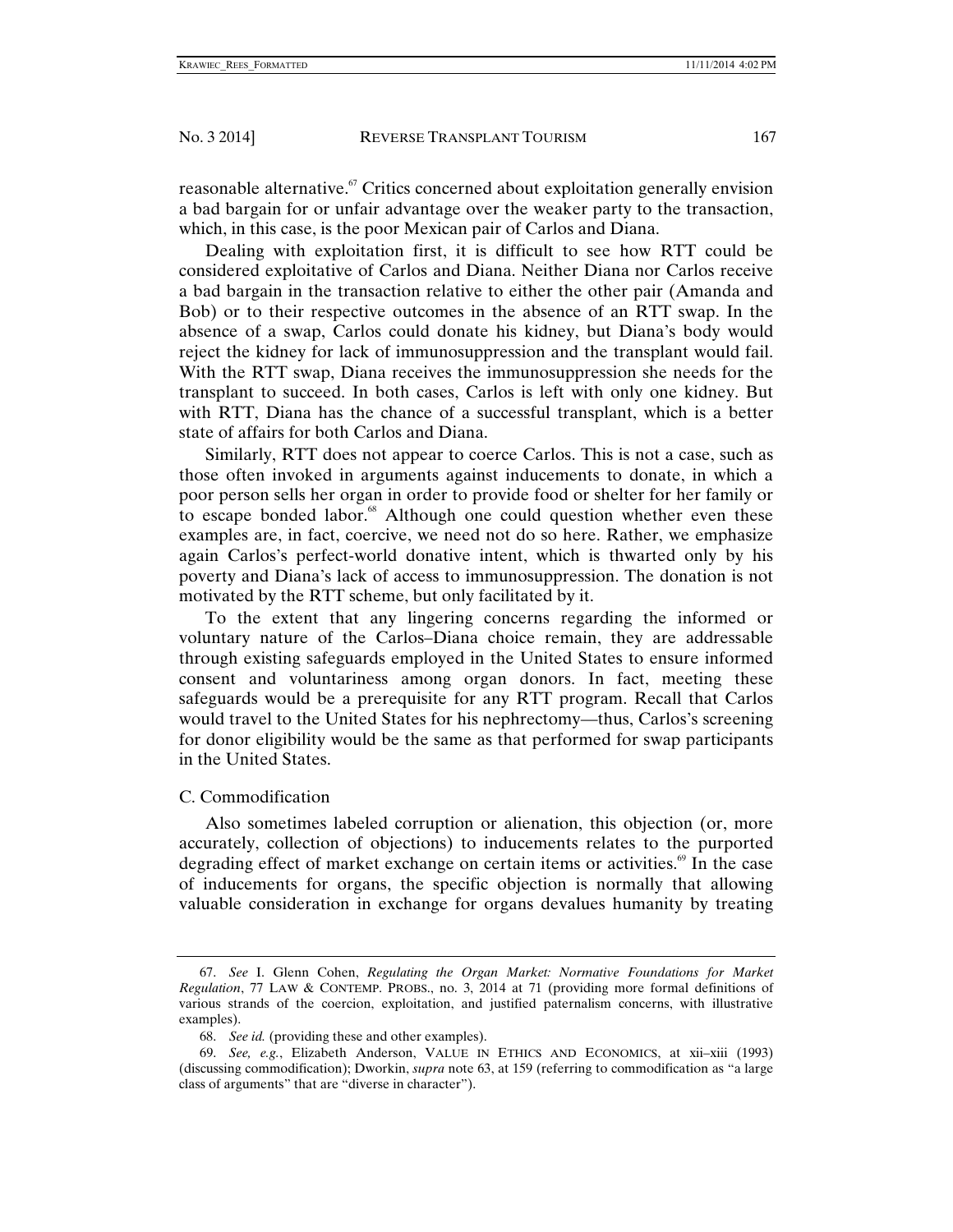reasonable alternative.[67] Critics concerned about exploitation generally envision a bad bargain for or unfair advantage over the weaker party to the transaction, which, in this case, is the poor Mexican pair of Carlos and Diana.

Dealing with exploitation first, it is difficult to see how RTT could be considered exploitative of Carlos and Diana. Neither Diana nor Carlos receive a bad bargain in the transaction relative to either the other pair (Amanda and Bob) or to their respective outcomes in the absence of an RTT swap. In the absence of a swap, Carlos could donate his kidney, but Diana's body would reject the kidney for lack of immunosuppression and the transplant would fail. With the RTT swap, Diana receives the immunosuppression she needs for the transplant to succeed. In both cases, Carlos is left with only one kidney. But with RTT, Diana has the chance of a successful transplant, which is a better state of affairs for both Carlos and Diana.

Similarly, RTT does not appear to coerce Carlos. This is not a case, such as those often invoked in arguments against inducements to donate, in which a poor person sells her organ in order to provide food or shelter for her family or to escape bonded labor.[68] Although one could question whether even these examples are, in fact, coercive, we need not do so here. Rather, we emphasize again Carlos's perfect-world donative intent, which is thwarted only by his poverty and Diana's lack of access to immunosuppression. The donation is not motivated by the RTT scheme, but only facilitated by it.

To the extent that any lingering concerns regarding the informed or voluntary nature of the Carlos–Diana choice remain, they are addressable through existing safeguards employed in the United States to ensure informed consent and voluntariness among organ donors. In fact, meeting these safeguards would be a prerequisite for any RTT program. Recall that Carlos would travel to the United States for his nephrectomy—thus, Carlos's screening for donor eligibility would be the same as that performed for swap participants in the United States.

### C. Commodification

Also sometimes labeled corruption or alienation, this objection (or, more accurately, collection of objections) to inducements relates to the purported degrading effect of market exchange on certain items or activities.[69] In the case of inducements for organs, the specific objection is normally that allowing valuable consideration in exchange for organs devalues humanity by treating

---

67. *See* I. Glenn Cohen, *Regulating the Organ Market: Normative Foundations for Market Regulation*, 77 LAW & CONTEMP. PROBS., no. 3, 2014 at 71 (providing more formal definitions of various strands of the coercion, exploitation, and justified paternalism concerns, with illustrative examples).

68. *See id.* (providing these and other examples).

69. *See, e.g.*, Elizabeth Anderson, VALUE IN ETHICS AND ECONOMICS, at xii–xiii (1993) (discussing commodification); Dworkin, *supra* note 63, at 159 (referring to commodification as "a large class of arguments" that are "diverse in character").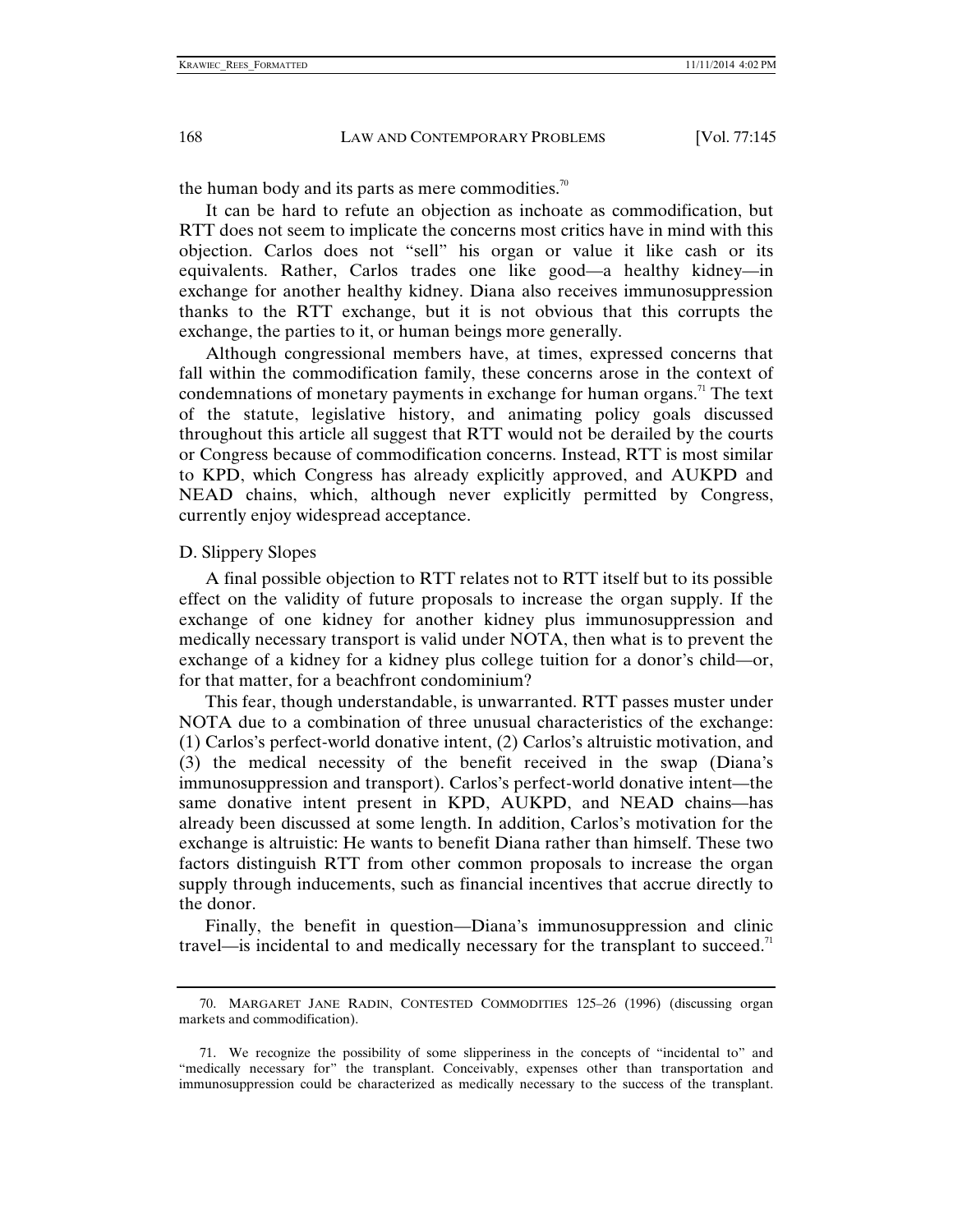the human body and its parts as mere commodities.[70]

It can be hard to refute an objection as inchoate as commodification, but RTT does not seem to implicate the concerns most critics have in mind with this objection. Carlos does not "sell" his organ or value it like cash or its equivalents. Rather, Carlos trades one like good—a healthy kidney—in exchange for another healthy kidney. Diana also receives immunosuppression thanks to the RTT exchange, but it is not obvious that this corrupts the exchange, the parties to it, or human beings more generally.

Although congressional members have, at times, expressed concerns that fall within the commodification family, these concerns arose in the context of condemnations of monetary payments in exchange for human organs.[71] The text of the statute, legislative history, and animating policy goals discussed throughout this article all suggest that RTT would not be derailed by the courts or Congress because of commodification concerns. Instead, RTT is most similar to KPD, which Congress has already explicitly approved, and AUKPD and NEAD chains, which, although never explicitly permitted by Congress, currently enjoy widespread acceptance.

### D. Slippery Slopes

A final possible objection to RTT relates not to RTT itself but to its possible effect on the validity of future proposals to increase the organ supply. If the exchange of one kidney for another kidney plus immunosuppression and medically necessary transport is valid under NOTA, then what is to prevent the exchange of a kidney for a kidney plus college tuition for a donor's child—or, for that matter, for a beachfront condominium?

This fear, though understandable, is unwarranted. RTT passes muster under NOTA due to a combination of three unusual characteristics of the exchange: (1) Carlos's perfect-world donative intent, (2) Carlos's altruistic motivation, and (3) the medical necessity of the benefit received in the swap (Diana's immunosuppression and transport). Carlos's perfect-world donative intent—the same donative intent present in KPD, AUKPD, and NEAD chains—has already been discussed at some length. In addition, Carlos's motivation for the exchange is altruistic: He wants to benefit Diana rather than himself. These two factors distinguish RTT from other common proposals to increase the organ supply through inducements, such as financial incentives that accrue directly to the donor.

Finally, the benefit in question—Diana's immunosuppression and clinic travel—is incidental to and medically necessary for the transplant to succeed.[71]

---

70. MARGARET JANE RADIN, CONTESTED COMMODITIES 125–26 (1996) (discussing organ markets and commodification).

71. We recognize the possibility of some slipperiness in the concepts of "incidental to" and "medically necessary for" the transplant. Conceivably, expenses other than transportation and immunosuppression could be characterized as medically necessary to the success of the transplant.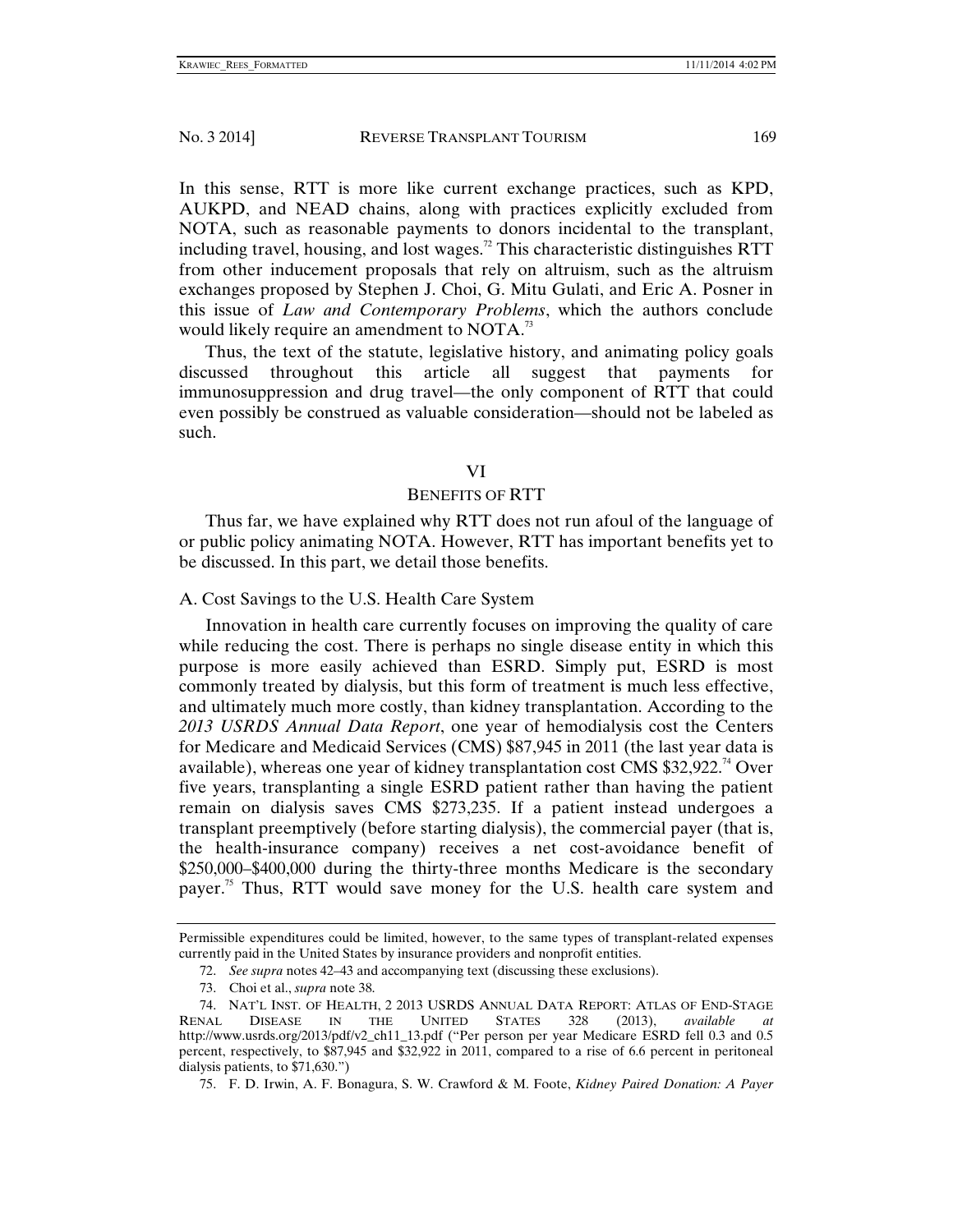In this sense, RTT is more like current exchange practices, such as KPD, AUKPD, and NEAD chains, along with practices explicitly excluded from NOTA, such as reasonable payments to donors incidental to the transplant, including travel, housing, and lost wages.[72] This characteristic distinguishes RTT from other inducement proposals that rely on altruism, such as the altruism exchanges proposed by Stephen J. Choi, G. Mitu Gulati, and Eric A. Posner in this issue of *Law and Contemporary Problems*, which the authors conclude would likely require an amendment to NOTA.[73]

Thus, the text of the statute, legislative history, and animating policy goals discussed throughout this article all suggest that payments for immunosuppression and drug travel—the only component of RTT that could even possibly be construed as valuable consideration—should not be labeled as such.

## VI

## BENEFITS OF RTT

Thus far, we have explained why RTT does not run afoul of the language of or public policy animating NOTA. However, RTT has important benefits yet to be discussed. In this part, we detail those benefits.

### A. Cost Savings to the U.S. Health Care System

Innovation in health care currently focuses on improving the quality of care while reducing the cost. There is perhaps no single disease entity in which this purpose is more easily achieved than ESRD. Simply put, ESRD is most commonly treated by dialysis, but this form of treatment is much less effective, and ultimately much more costly, than kidney transplantation. According to the *2013 USRDS Annual Data Report*, one year of hemodialysis cost the Centers for Medicare and Medicaid Services (CMS) $87,945 in 2011 (the last year data is available), whereas one year of kidney transplantation cost CMS $32,922.[74] Over five years, transplanting a single ESRD patient rather than having the patient remain on dialysis saves CMS $273,235. If a patient instead undergoes a transplant preemptively (before starting dialysis), the commercial payer (that is, the health-insurance company) receives a net cost-avoidance benefit of $250,000–$400,000 during the thirty-three months Medicare is the secondary payer.[75] Thus, RTT would save money for the U.S. health care system and

---

Permissible expenditures could be limited, however, to the same types of transplant-related expenses currently paid in the United States by insurance providers and nonprofit entities.

72. *See supra* notes 42–43 and accompanying text (discussing these exclusions).

73. Choi et al., *supra* note 38.

74. NAT'L INST. OF HEALTH, 2 2013 USRDS ANNUAL DATA REPORT: ATLAS OF END-STAGE RENAL DISEASE IN THE UNITED STATES 328 (2013), *available at* http://www.usrds.org/2013/pdf/v2_ch11_13.pdf ("Per person per year Medicare ESRD fell 0.3 and 0.5 percent, respectively, to $87,945 and $32,922 in 2011, compared to a rise of 6.6 percent in peritoneal dialysis patients, to $71,630.")

75. F. D. Irwin, A. F. Bonagura, S. W. Crawford & M. Foote, *Kidney Paired Donation: A Payer*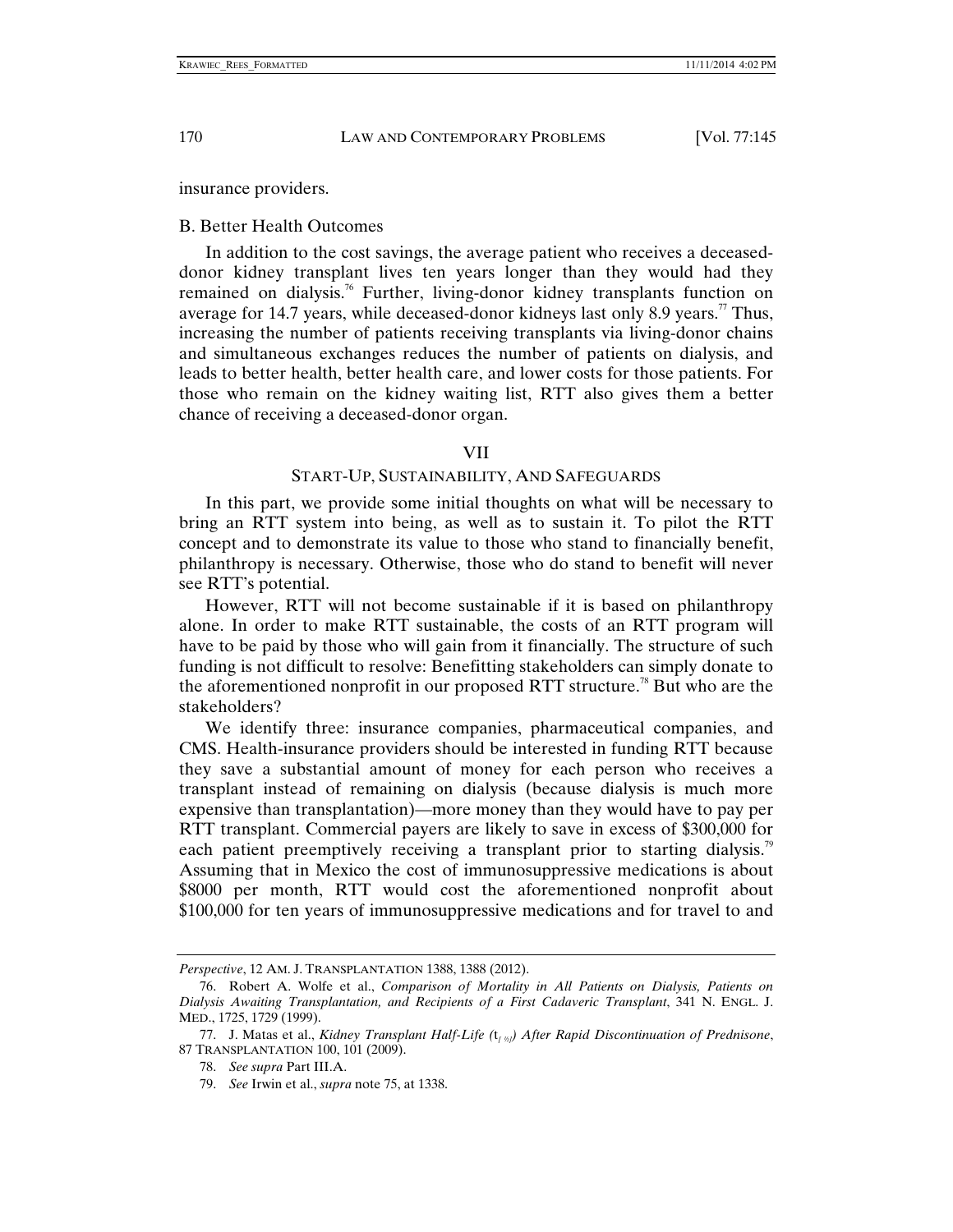insurance providers.

### B. Better Health Outcomes

In addition to the cost savings, the average patient who receives a deceased-donor kidney transplant lives ten years longer than they would had they remained on dialysis.[76] Further, living-donor kidney transplants function on average for 14.7 years, while deceased-donor kidneys last only 8.9 years.[77] Thus, increasing the number of patients receiving transplants via living-donor chains and simultaneous exchanges reduces the number of patients on dialysis, and leads to better health, better health care, and lower costs for those patients. For those who remain on the kidney waiting list, RTT also gives them a better chance of receiving a deceased-donor organ.

## VII

## START-UP, SUSTAINABILITY, AND SAFEGUARDS

In this part, we provide some initial thoughts on what will be necessary to bring an RTT system into being, as well as to sustain it. To pilot the RTT concept and to demonstrate its value to those who stand to financially benefit, philanthropy is necessary. Otherwise, those who do stand to benefit will never see RTT's potential.

However, RTT will not become sustainable if it is based on philanthropy alone. In order to make RTT sustainable, the costs of an RTT program will have to be paid by those who will gain from it financially. The structure of such funding is not difficult to resolve: Benefitting stakeholders can simply donate to the aforementioned nonprofit in our proposed RTT structure.[78] But who are the stakeholders?

We identify three: insurance companies, pharmaceutical companies, and CMS. Health-insurance providers should be interested in funding RTT because they save a substantial amount of money for each person who receives a transplant instead of remaining on dialysis (because dialysis is much more expensive than transplantation)—more money than they would have to pay per RTT transplant. Commercial payers are likely to save in excess of $300,000 for each patient preemptively receiving a transplant prior to starting dialysis.[79] Assuming that in Mexico the cost of immunosuppressive medications is about $8000 per month, RTT would cost the aforementioned nonprofit about $100,000 for ten years of immunosuppressive medications and for travel to and

---

*Perspective*, 12 AM. J. TRANSPLANTATION 1388, 1388 (2012).

76. Robert A. Wolfe et al., *Comparison of Mortality in All Patients on Dialysis, Patients on Dialysis Awaiting Transplantation, and Recipients of a First Cadaveric Transplant*, 341 N. ENGL. J. MED., 1725, 1729 (1999).

77. J. Matas et al., *Kidney Transplant Half-Life ($t_{[1/2]}$) After Rapid Discontinuation of Prednisone*, 87 TRANSPLANTATION 100, 101 (2009).

78. *See supra* Part III.A.

79. *See* Irwin et al., *supra* note 75, at 1338.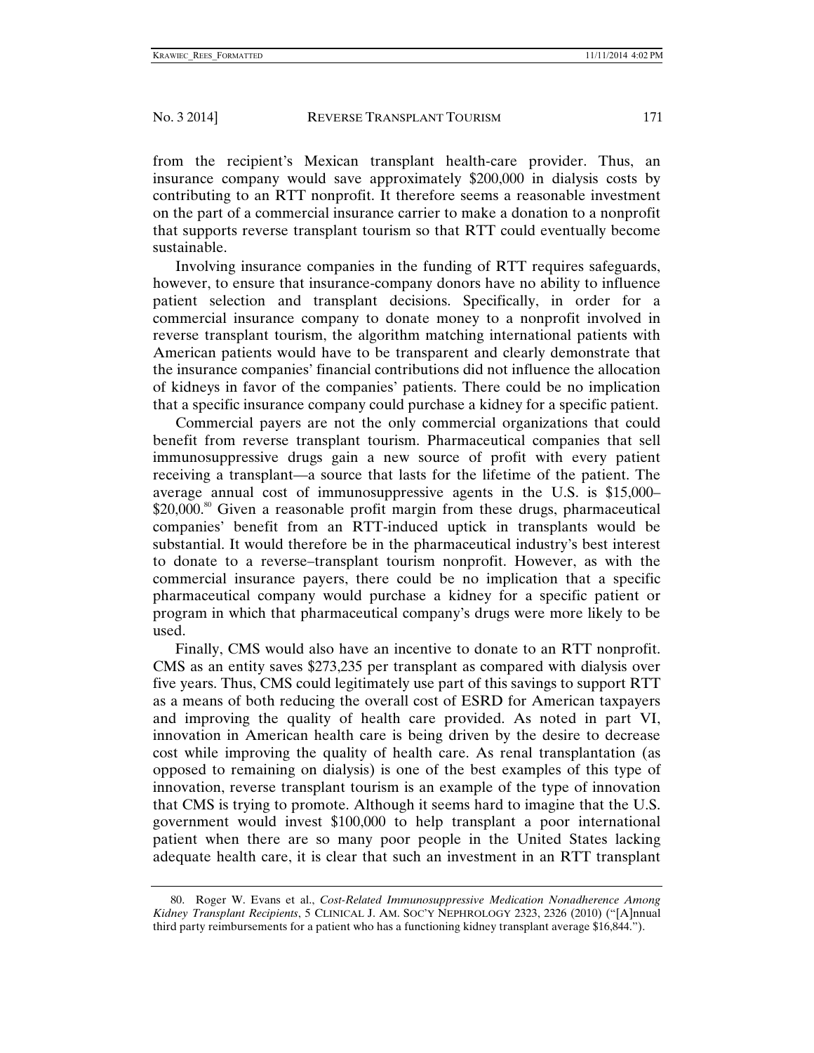from the recipient's Mexican transplant health-care provider. Thus, an insurance company would save approximately $200,000 in dialysis costs by contributing to an RTT nonprofit. It therefore seems a reasonable investment on the part of a commercial insurance carrier to make a donation to a nonprofit that supports reverse transplant tourism so that RTT could eventually become sustainable.

Involving insurance companies in the funding of RTT requires safeguards, however, to ensure that insurance-company donors have no ability to influence patient selection and transplant decisions. Specifically, in order for a commercial insurance company to donate money to a nonprofit involved in reverse transplant tourism, the algorithm matching international patients with American patients would have to be transparent and clearly demonstrate that the insurance companies' financial contributions did not influence the allocation of kidneys in favor of the companies' patients. There could be no implication that a specific insurance company could purchase a kidney for a specific patient.

Commercial payers are not the only commercial organizations that could benefit from reverse transplant tourism. Pharmaceutical companies that sell immunosuppressive drugs gain a new source of profit with every patient receiving a transplant—a source that lasts for the lifetime of the patient. The average annual cost of immunosuppressive agents in the U.S. is $15,000–$20,000.[80] Given a reasonable profit margin from these drugs, pharmaceutical companies' benefit from an RTT-induced uptick in transplants would be substantial. It would therefore be in the pharmaceutical industry's best interest to donate to a reverse–transplant tourism nonprofit. However, as with the commercial insurance payers, there could be no implication that a specific pharmaceutical company would purchase a kidney for a specific patient or program in which that pharmaceutical company's drugs were more likely to be used.

Finally, CMS would also have an incentive to donate to an RTT nonprofit. CMS as an entity saves $273,235 per transplant as compared with dialysis over five years. Thus, CMS could legitimately use part of this savings to support RTT as a means of both reducing the overall cost of ESRD for American taxpayers and improving the quality of health care provided. As noted in part VI, innovation in American health care is being driven by the desire to decrease cost while improving the quality of health care. As renal transplantation (as opposed to remaining on dialysis) is one of the best examples of this type of innovation, reverse transplant tourism is an example of the type of innovation that CMS is trying to promote. Although it seems hard to imagine that the U.S. government would invest $100,000 to help transplant a poor international patient when there are so many poor people in the United States lacking adequate health care, it is clear that such an investment in an RTT transplant

---

80. Roger W. Evans et al., *Cost-Related Immunosuppressive Medication Nonadherence Among Kidney Transplant Recipients*, 5 CLINICAL J. AM. SOC'Y NEPHROLOGY 2323, 2326 (2010) ("[A]nnual third party reimbursements for a patient who has a functioning kidney transplant average $16,844.").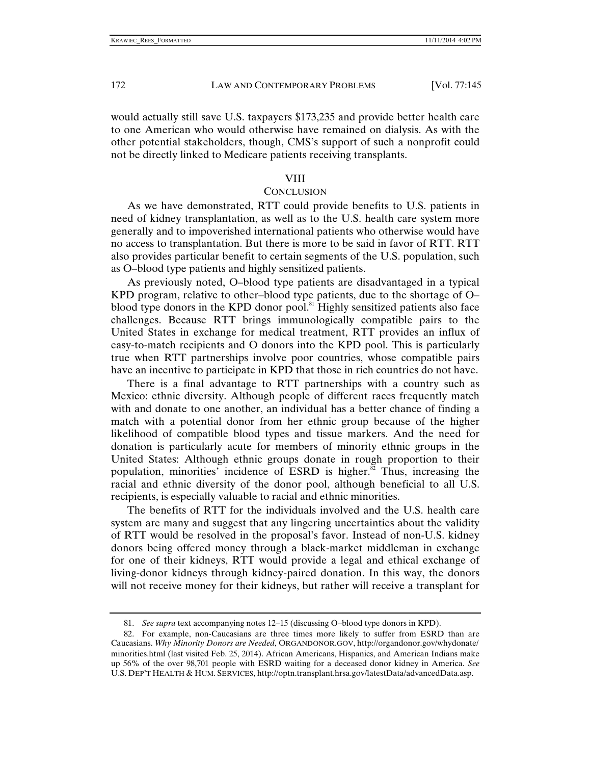would actually still save U.S. taxpayers $173,235 and provide better health care to one American who would otherwise have remained on dialysis. As with the other potential stakeholders, though, CMS's support of such a nonprofit could not be directly linked to Medicare patients receiving transplants.

## VIII
## CONCLUSION

As we have demonstrated, RTT could provide benefits to U.S. patients in need of kidney transplantation, as well as to the U.S. health care system more generally and to impoverished international patients who otherwise would have no access to transplantation. But there is more to be said in favor of RTT. RTT also provides particular benefit to certain segments of the U.S. population, such as O–blood type patients and highly sensitized patients.

As previously noted, O–blood type patients are disadvantaged in a typical KPD program, relative to other–blood type patients, due to the shortage of O–blood type donors in the KPD donor pool.[81] Highly sensitized patients also face challenges. Because RTT brings immunologically compatible pairs to the United States in exchange for medical treatment, RTT provides an influx of easy-to-match recipients and O donors into the KPD pool. This is particularly true when RTT partnerships involve poor countries, whose compatible pairs have an incentive to participate in KPD that those in rich countries do not have.

There is a final advantage to RTT partnerships with a country such as Mexico: ethnic diversity. Although people of different races frequently match with and donate to one another, an individual has a better chance of finding a match with a potential donor from her ethnic group because of the higher likelihood of compatible blood types and tissue markers. And the need for donation is particularly acute for members of minority ethnic groups in the United States: Although ethnic groups donate in rough proportion to their population, minorities' incidence of ESRD is higher.[82] Thus, increasing the racial and ethnic diversity of the donor pool, although beneficial to all U.S. recipients, is especially valuable to racial and ethnic minorities.

The benefits of RTT for the individuals involved and the U.S. health care system are many and suggest that any lingering uncertainties about the validity of RTT would be resolved in the proposal's favor. Instead of non-U.S. kidney donors being offered money through a black-market middleman in exchange for one of their kidneys, RTT would provide a legal and ethical exchange of living-donor kidneys through kidney-paired donation. In this way, the donors will not receive money for their kidneys, but rather will receive a transplant for

---

81. *See supra* text accompanying notes 12–15 (discussing O–blood type donors in KPD).

82. For example, non-Caucasians are three times more likely to suffer from ESRD than are Caucasians. *Why Minority Donors are Needed*, ORGANDONOR.GOV, http://organdonor.gov/whydonate/minorities.html (last visited Feb. 25, 2014). African Americans, Hispanics, and American Indians make up 56% of the over 98,701 people with ESRD waiting for a deceased donor kidney in America. *See* U.S. DEP'T HEALTH & HUM. SERVICES, http://optn.transplant.hrsa.gov/latestData/advancedData.asp.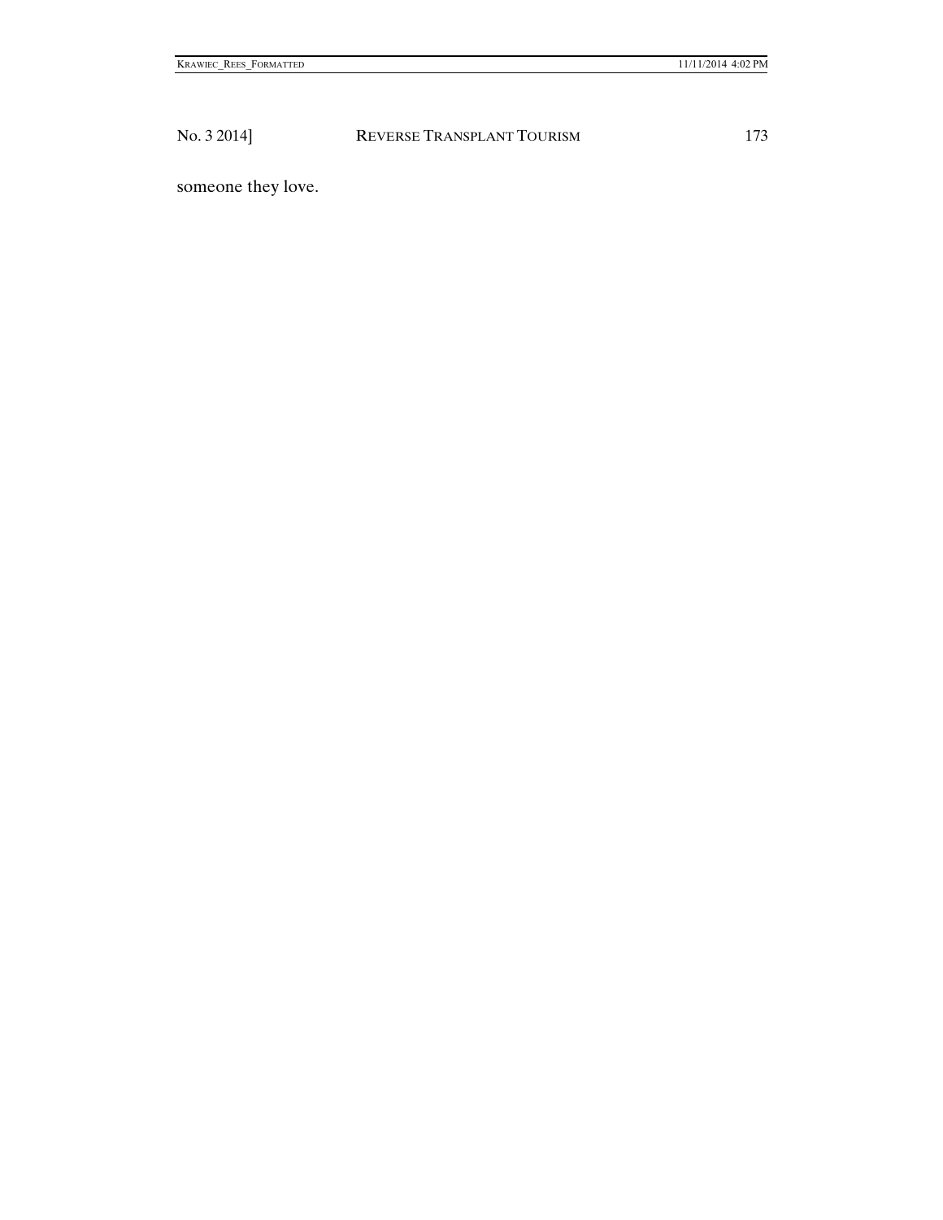someone they love.